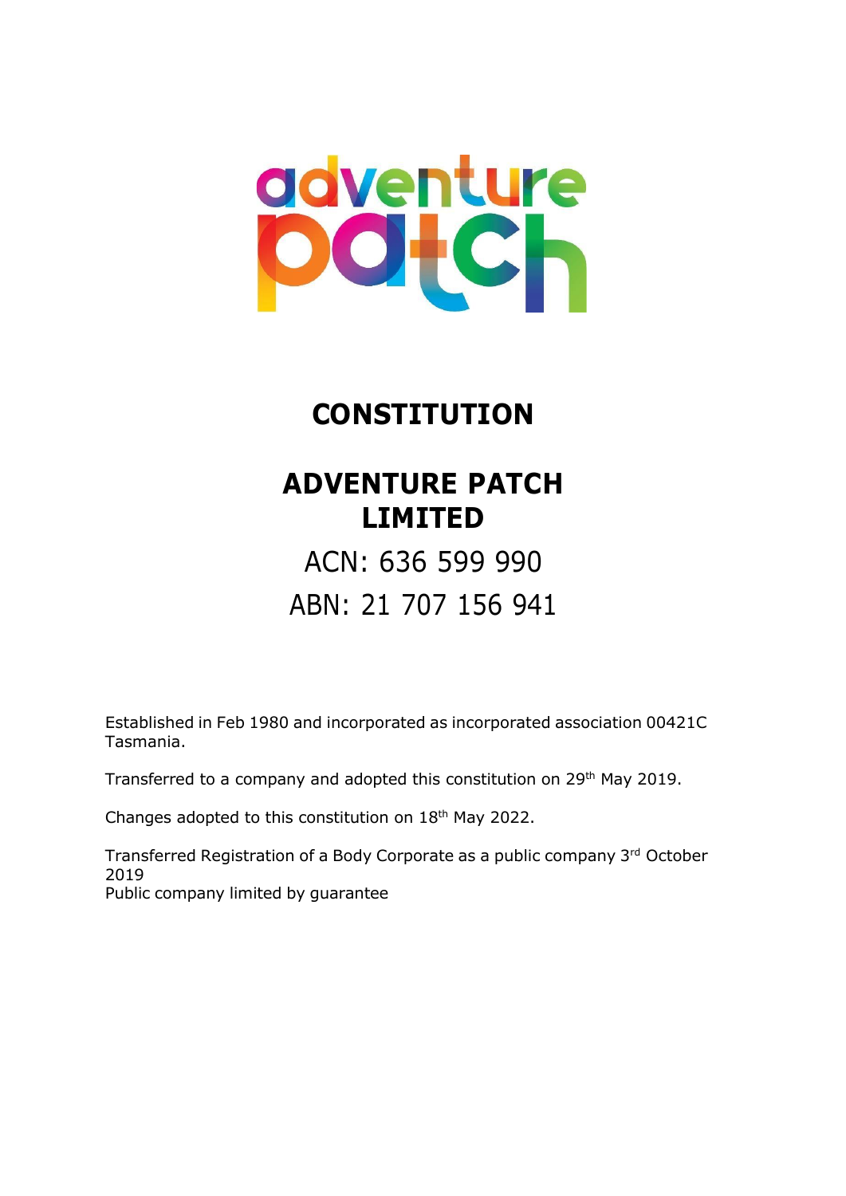# CONSTITUTION

# ADVENTURE PATCH LIMITED

ACN: 636 599 990

ABN: 21 707 156 941

Established in Feb 1980 and incorporated as incorporated association 00421C Tasmania.

Transferred to a company and adopted this constitution on 29th May 2019.

Changes adopted to this constitution on 18th May 2022.

Transferred Registration of a Body Corporate as a public company 3rd October 2019

Public company limited by guarantee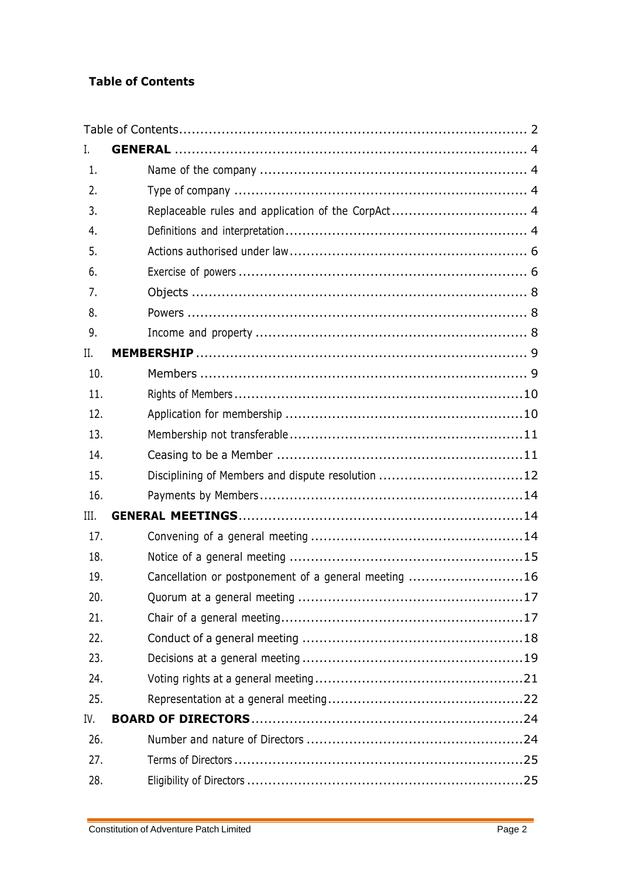**Table of Contents**

Table of Contents ........................................................................ 2

I. **GENERAL** ........................................................................ 4

1. Name of the company ........................................................ 4
2. Type of company ................................................................ 4
3. Replaceable rules and application of the CorpAct ................... 4
4. Definitions and interpretation ................................................ 4
5. Actions authorised under law ................................................ 6
6. Exercise of powers .............................................................. 6
7. Objects .............................................................................. 8
8. Powers ............................................................................... 8
9. Income and property ............................................................ 8

II. **MEMBERSHIP** .................................................................. 9

10. Members ........................................................................... 9
11. Rights of Members ............................................................ 10
12. Application for membership ............................................... 10
13. Membership not transferable .............................................. 11
14. Ceasing to be a Member .................................................... 11
15. Disciplining of Members and dispute resolution .................... 12
16. Payments by Members ....................................................... 14

III. **GENERAL MEETINGS** ........................................................ 14

17. Convening of a general meeting .......................................... 14
18. Notice of a general meeting ................................................ 15
19. Cancellation or postponement of a general meeting ............... 16
20. Quorum at a general meeting .............................................. 17
21. Chair of a general meeting ................................................. 17
22. Conduct of a general meeting ............................................. 18
23. Decisions at a general meeting ........................................... 19
24. Voting rights at a general meeting ....................................... 21
25. Representation at a general meeting .................................... 22

IV. **BOARD OF DIRECTORS** ...................................................... 24

26. Number and nature of Directors ........................................... 24
27. Terms of Directors ............................................................. 25
28. Eligibility of Directors ......................................................... 25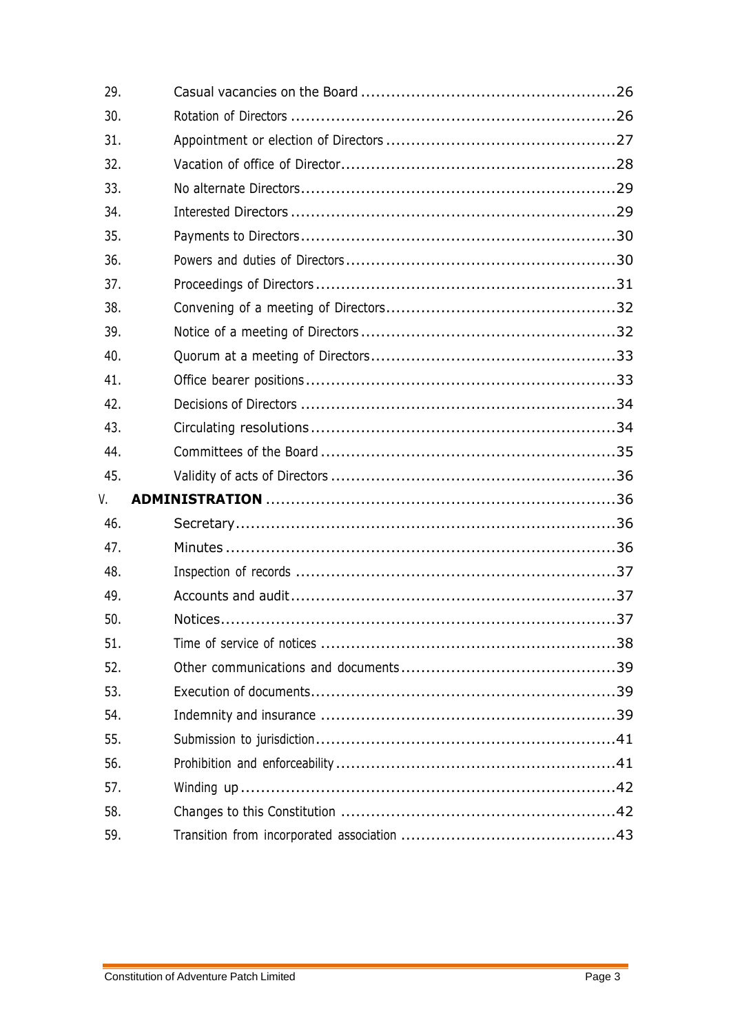| | | |
|---|---|---|
| 29. | Casual vacancies on the Board | 26 |
| 30. | Rotation of Directors | 26 |
| 31. | Appointment or election of Directors | 27 |
| 32. | Vacation of office of Director | 28 |
| 33. | No alternate Directors | 29 |
| 34. | Interested Directors | 29 |
| 35. | Payments to Directors | 30 |
| 36. | Powers and duties of Directors | 30 |
| 37. | Proceedings of Directors | 31 |
| 38. | Convening of a meeting of Directors | 32 |
| 39. | Notice of a meeting of Directors | 32 |
| 40. | Quorum at a meeting of Directors | 33 |
| 41. | Office bearer positions | 33 |
| 42. | Decisions of Directors | 34 |
| 43. | Circulating resolutions | 34 |
| 44. | Committees of the Board | 35 |
| 45. | Validity of acts of Directors | 36 |
| V. | **ADMINISTRATION** | 36 |
| 46. | Secretary | 36 |
| 47. | Minutes | 36 |
| 48. | Inspection of records | 37 |
| 49. | Accounts and audit | 37 |
| 50. | Notices | 37 |
| 51. | Time of service of notices | 38 |
| 52. | Other communications and documents | 39 |
| 53. | Execution of documents | 39 |
| 54. | Indemnity and insurance | 39 |
| 55. | Submission to jurisdiction | 41 |
| 56. | Prohibition and enforceability | 41 |
| 57. | Winding up | 42 |
| 58. | Changes to this Constitution | 42 |
| 59. | Transition from incorporated association | 43 |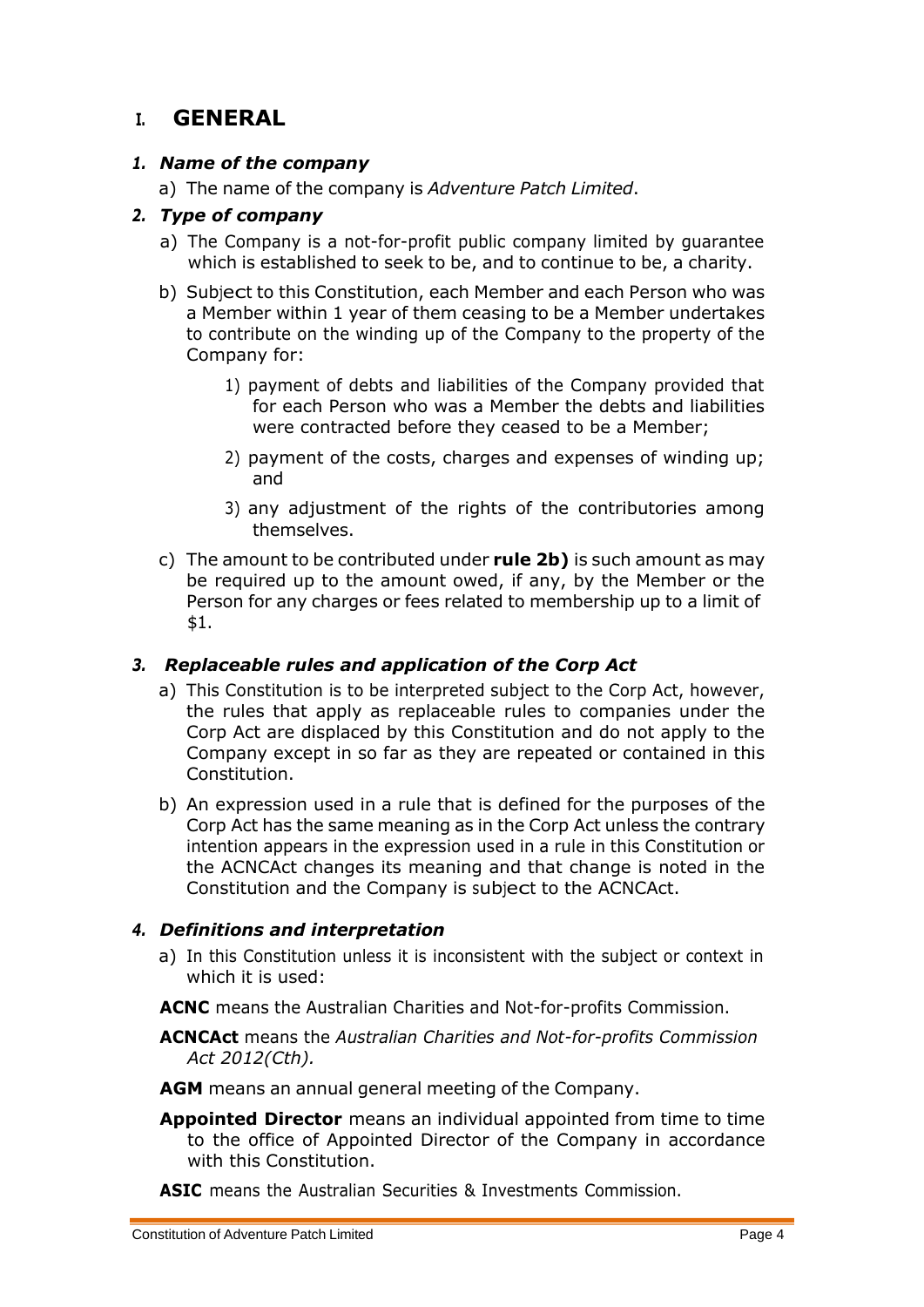# I. GENERAL

### *1. Name of the company*

a) The name of the company is *Adventure Patch Limited*.

### *2. Type of company*

a) The Company is a not-for-profit public company limited by guarantee which is established to seek to be, and to continue to be, a charity.

b) Subject to this Constitution, each Member and each Person who was a Member within 1 year of them ceasing to be a Member undertakes to contribute on the winding up of the Company to the property of the Company for:

1) payment of debts and liabilities of the Company provided that for each Person who was a Member the debts and liabilities were contracted before they ceased to be a Member;

2) payment of the costs, charges and expenses of winding up; and

3) any adjustment of the rights of the contributories among themselves.

c) The amount to be contributed under **rule 2b)** is such amount as may be required up to the amount owed, if any, by the Member or the Person for any charges or fees related to membership up to a limit of $1.

### *3. Replaceable rules and application of the Corp Act*

a) This Constitution is to be interpreted subject to the Corp Act, however, the rules that apply as replaceable rules to companies under the Corp Act are displaced by this Constitution and do not apply to the Company except in so far as they are repeated or contained in this Constitution.

b) An expression used in a rule that is defined for the purposes of the Corp Act has the same meaning as in the Corp Act unless the contrary intention appears in the expression used in a rule in this Constitution or the ACNCAct changes its meaning and that change is noted in the Constitution and the Company is subject to the ACNCAct.

### *4. Definitions and interpretation*

a) In this Constitution unless it is inconsistent with the subject or context in which it is used:

**ACNC** means the Australian Charities and Not-for-profits Commission.

**ACNCAct** means the *Australian Charities and Not-for-profits Commission Act 2012(Cth).*

**AGM** means an annual general meeting of the Company.

**Appointed Director** means an individual appointed from time to time to the office of Appointed Director of the Company in accordance with this Constitution.

**ASIC** means the Australian Securities & Investments Commission.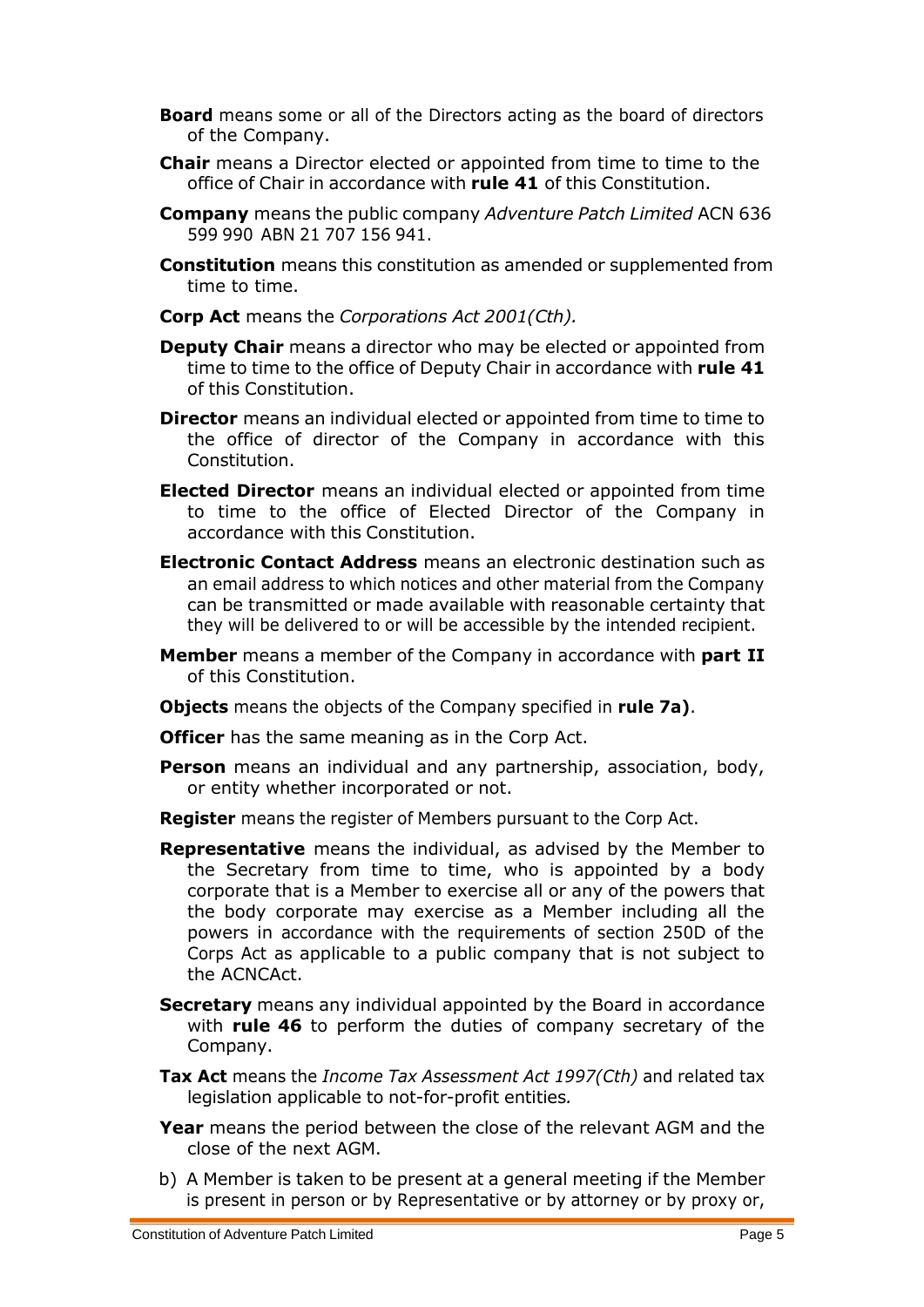**Board** means some or all of the Directors acting as the board of directors of the Company.

**Chair** means a Director elected or appointed from time to time to the office of Chair in accordance with **rule 41** of this Constitution.

**Company** means the public company *Adventure Patch Limited* ACN 636 599 990 ABN 21 707 156 941.

**Constitution** means this constitution as amended or supplemented from time to time.

**Corp Act** means the *Corporations Act 2001(Cth).*

**Deputy Chair** means a director who may be elected or appointed from time to time to the office of Deputy Chair in accordance with **rule 41** of this Constitution.

**Director** means an individual elected or appointed from time to time to the office of director of the Company in accordance with this Constitution.

**Elected Director** means an individual elected or appointed from time to time to the office of Elected Director of the Company in accordance with this Constitution.

**Electronic Contact Address** means an electronic destination such as an email address to which notices and other material from the Company can be transmitted or made available with reasonable certainty that they will be delivered to or will be accessible by the intended recipient.

**Member** means a member of the Company in accordance with **part II** of this Constitution.

**Objects** means the objects of the Company specified in **rule 7a)**.

**Officer** has the same meaning as in the Corp Act.

**Person** means an individual and any partnership, association, body, or entity whether incorporated or not.

**Register** means the register of Members pursuant to the Corp Act.

**Representative** means the individual, as advised by the Member to the Secretary from time to time, who is appointed by a body corporate that is a Member to exercise all or any of the powers that the body corporate may exercise as a Member including all the powers in accordance with the requirements of section 250D of the Corps Act as applicable to a public company that is not subject to the ACNCAct.

**Secretary** means any individual appointed by the Board in accordance with **rule 46** to perform the duties of company secretary of the Company.

**Tax Act** means the *Income Tax Assessment Act 1997(Cth)* and related tax legislation applicable to not-for-profit entities*.*

**Year** means the period between the close of the relevant AGM and the close of the next AGM.

b) A Member is taken to be present at a general meeting if the Member is present in person or by Representative or by attorney or by proxy or,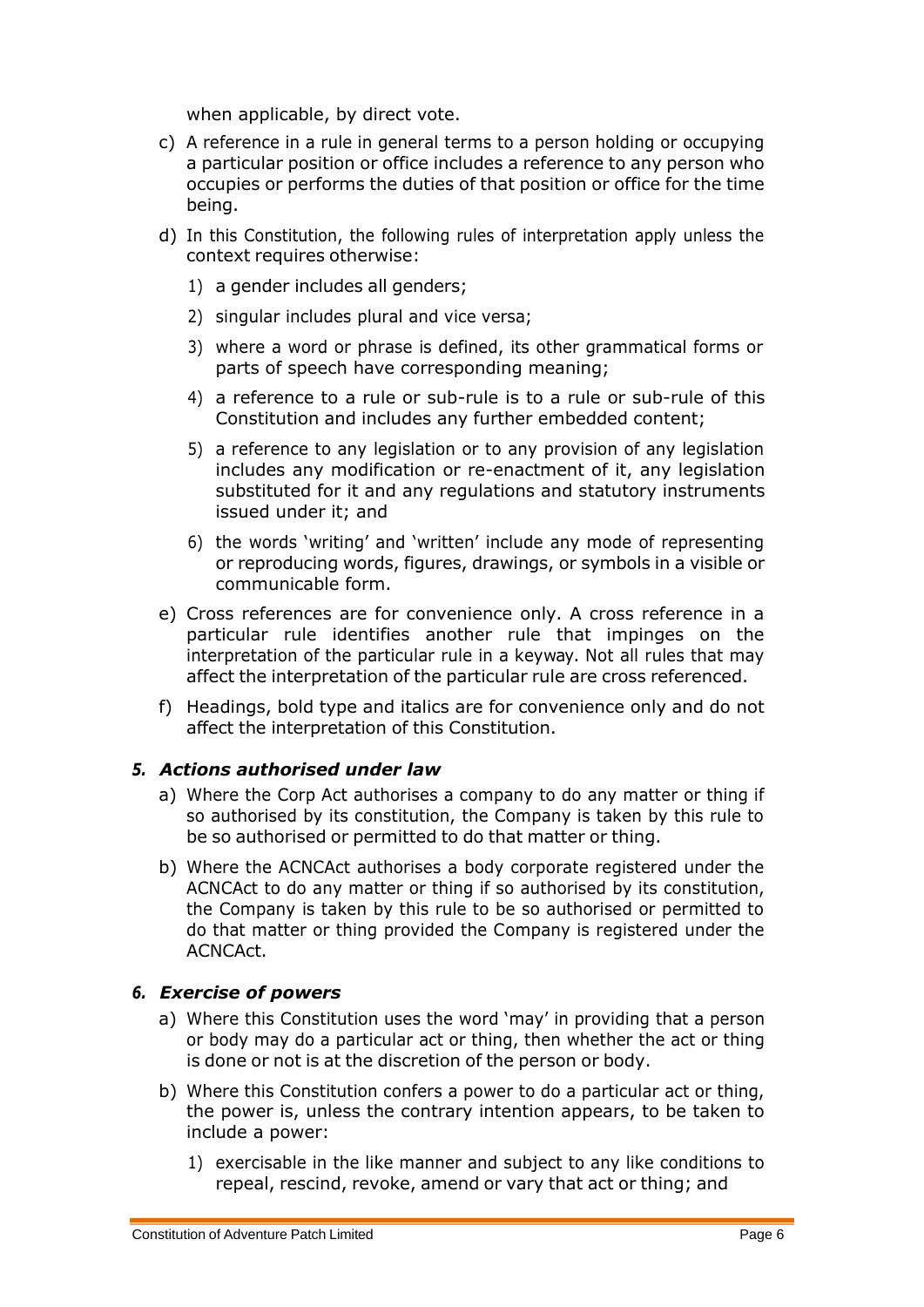when applicable, by direct vote.

c) A reference in a rule in general terms to a person holding or occupying a particular position or office includes a reference to any person who occupies or performs the duties of that position or office for the time being.

d) In this Constitution, the following rules of interpretation apply unless the context requires otherwise:

   1) a gender includes all genders;

   2) singular includes plural and vice versa;

   3) where a word or phrase is defined, its other grammatical forms or parts of speech have corresponding meaning;

   4) a reference to a rule or sub-rule is to a rule or sub-rule of this Constitution and includes any further embedded content;

   5) a reference to any legislation or to any provision of any legislation includes any modification or re-enactment of it, any legislation substituted for it and any regulations and statutory instruments issued under it; and

   6) the words 'writing' and 'written' include any mode of representing or reproducing words, figures, drawings, or symbols in a visible or communicable form.

e) Cross references are for convenience only. A cross reference in a particular rule identifies another rule that impinges on the interpretation of the particular rule in a keyway. Not all rules that may affect the interpretation of the particular rule are cross referenced.

f) Headings, bold type and italics are for convenience only and do not affect the interpretation of this Constitution.

### *5. Actions authorised under law*

a) Where the Corp Act authorises a company to do any matter or thing if so authorised by its constitution, the Company is taken by this rule to be so authorised or permitted to do that matter or thing.

b) Where the ACNCAct authorises a body corporate registered under the ACNCAct to do any matter or thing if so authorised by its constitution, the Company is taken by this rule to be so authorised or permitted to do that matter or thing provided the Company is registered under the ACNCAct.

### *6. Exercise of powers*

a) Where this Constitution uses the word 'may' in providing that a person or body may do a particular act or thing, then whether the act or thing is done or not is at the discretion of the person or body.

b) Where this Constitution confers a power to do a particular act or thing, the power is, unless the contrary intention appears, to be taken to include a power:

   1) exercisable in the like manner and subject to any like conditions to repeal, rescind, revoke, amend or vary that act or thing; and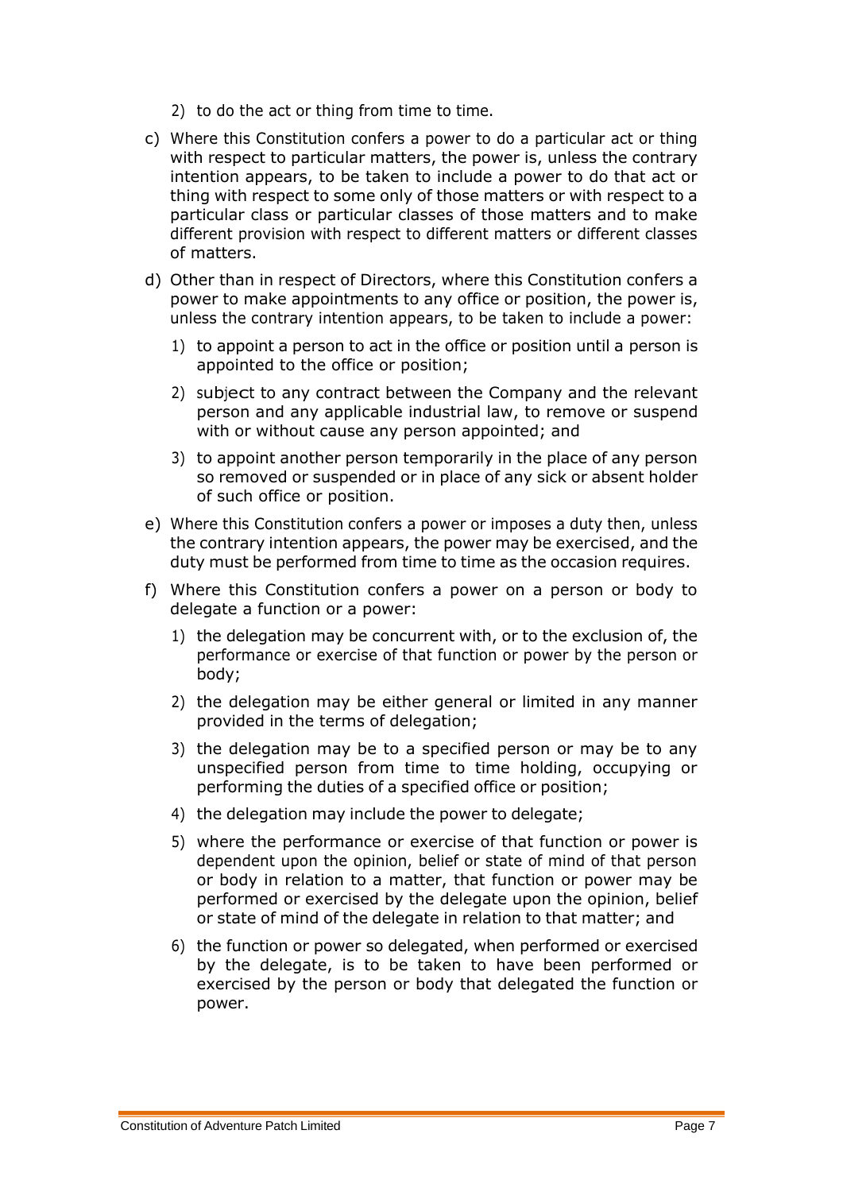2) to do the act or thing from time to time.

c) Where this Constitution confers a power to do a particular act or thing with respect to particular matters, the power is, unless the contrary intention appears, to be taken to include a power to do that act or thing with respect to some only of those matters or with respect to a particular class or particular classes of those matters and to make different provision with respect to different matters or different classes of matters.

d) Other than in respect of Directors, where this Constitution confers a power to make appointments to any office or position, the power is, unless the contrary intention appears, to be taken to include a power:

   1) to appoint a person to act in the office or position until a person is appointed to the office or position;

   2) subject to any contract between the Company and the relevant person and any applicable industrial law, to remove or suspend with or without cause any person appointed; and

   3) to appoint another person temporarily in the place of any person so removed or suspended or in place of any sick or absent holder of such office or position.

e) Where this Constitution confers a power or imposes a duty then, unless the contrary intention appears, the power may be exercised, and the duty must be performed from time to time as the occasion requires.

f) Where this Constitution confers a power on a person or body to delegate a function or a power:

   1) the delegation may be concurrent with, or to the exclusion of, the performance or exercise of that function or power by the person or body;

   2) the delegation may be either general or limited in any manner provided in the terms of delegation;

   3) the delegation may be to a specified person or may be to any unspecified person from time to time holding, occupying or performing the duties of a specified office or position;

   4) the delegation may include the power to delegate;

   5) where the performance or exercise of that function or power is dependent upon the opinion, belief or state of mind of that person or body in relation to a matter, that function or power may be performed or exercised by the delegate upon the opinion, belief or state of mind of the delegate in relation to that matter; and

   6) the function or power so delegated, when performed or exercised by the delegate, is to be taken to have been performed or exercised by the person or body that delegated the function or power.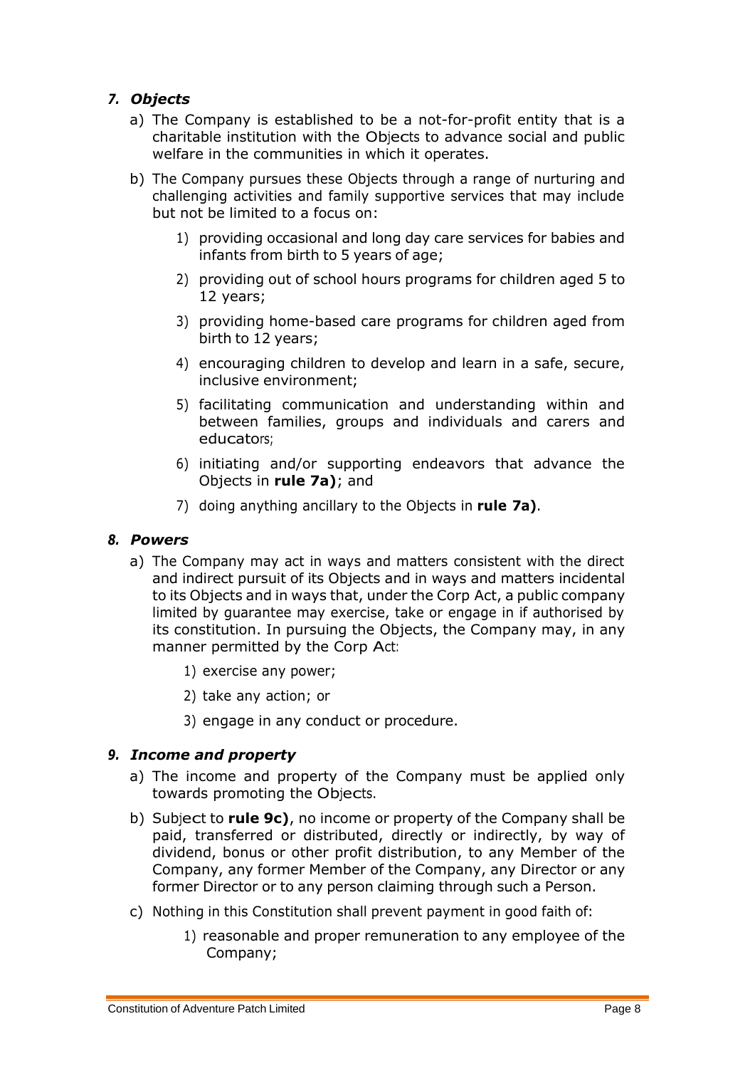## *7. Objects*

a) The Company is established to be a not-for-profit entity that is a charitable institution with the Objects to advance social and public welfare in the communities in which it operates.

b) The Company pursues these Objects through a range of nurturing and challenging activities and family supportive services that may include but not be limited to a focus on:

   1) providing occasional and long day care services for babies and infants from birth to 5 years of age;

   2) providing out of school hours programs for children aged 5 to 12 years;

   3) providing home-based care programs for children aged from birth to 12 years;

   4) encouraging children to develop and learn in a safe, secure, inclusive environment;

   5) facilitating communication and understanding within and between families, groups and individuals and carers and educators;

   6) initiating and/or supporting endeavors that advance the Objects in **rule 7a)**; and

   7) doing anything ancillary to the Objects in **rule 7a)**.

## *8. Powers*

a) The Company may act in ways and matters consistent with the direct and indirect pursuit of its Objects and in ways and matters incidental to its Objects and in ways that, under the Corp Act, a public company limited by guarantee may exercise, take or engage in if authorised by its constitution. In pursuing the Objects, the Company may, in any manner permitted by the Corp Act:

   1) exercise any power;

   2) take any action; or

   3) engage in any conduct or procedure.

## *9. Income and property*

a) The income and property of the Company must be applied only towards promoting the Objects.

b) Subject to **rule 9c)**, no income or property of the Company shall be paid, transferred or distributed, directly or indirectly, by way of dividend, bonus or other profit distribution, to any Member of the Company, any former Member of the Company, any Director or any former Director or to any person claiming through such a Person.

c) Nothing in this Constitution shall prevent payment in good faith of:

   1) reasonable and proper remuneration to any employee of the Company;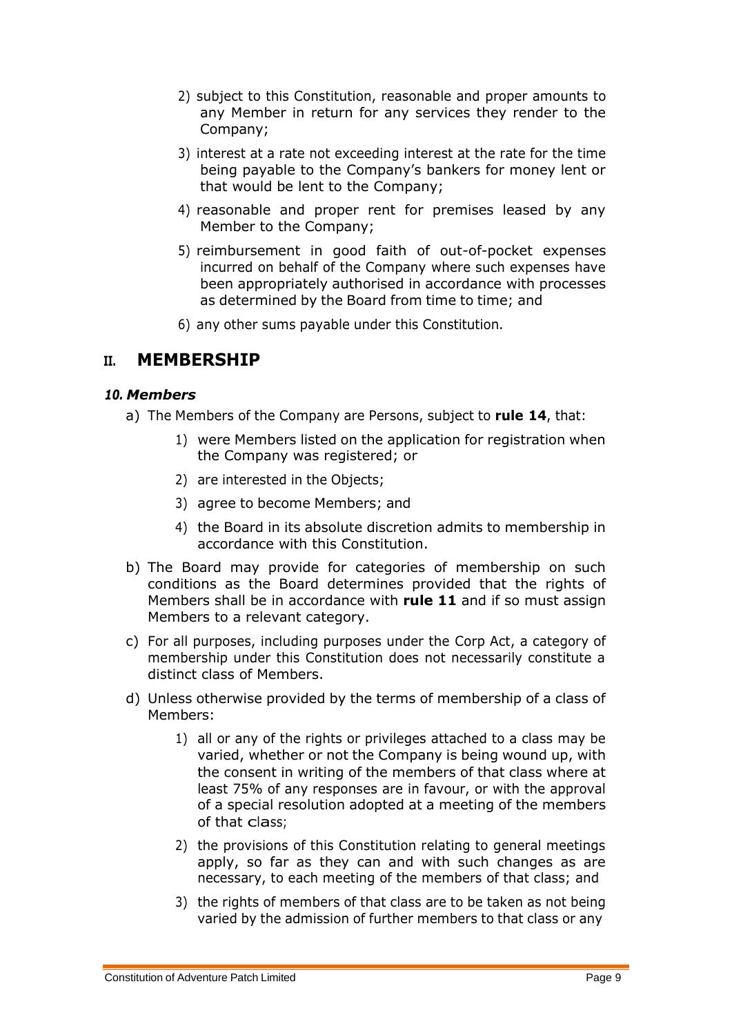2) subject to this Constitution, reasonable and proper amounts to any Member in return for any services they render to the Company;
3) interest at a rate not exceeding interest at the rate for the time being payable to the Company's bankers for money lent or that would be lent to the Company;
4) reasonable and proper rent for premises leased by any Member to the Company;
5) reimbursement in good faith of out-of-pocket expenses incurred on behalf of the Company where such expenses have been appropriately authorised in accordance with processes as determined by the Board from time to time; and
6) any other sums payable under this Constitution.

# II. MEMBERSHIP

### *10. Members*

a) The Members of the Company are Persons, subject to **rule 14**, that:
   1) were Members listed on the application for registration when the Company was registered; or
   2) are interested in the Objects;
   3) agree to become Members; and
   4) the Board in its absolute discretion admits to membership in accordance with this Constitution.

b) The Board may provide for categories of membership on such conditions as the Board determines provided that the rights of Members shall be in accordance with **rule 11** and if so must assign Members to a relevant category.

c) For all purposes, including purposes under the Corp Act, a category of membership under this Constitution does not necessarily constitute a distinct class of Members.

d) Unless otherwise provided by the terms of membership of a class of Members:
   1) all or any of the rights or privileges attached to a class may be varied, whether or not the Company is being wound up, with the consent in writing of the members of that class where at least 75% of any responses are in favour, or with the approval of a special resolution adopted at a meeting of the members of that class;
   2) the provisions of this Constitution relating to general meetings apply, so far as they can and with such changes as are necessary, to each meeting of the members of that class; and
   3) the rights of members of that class are to be taken as not being varied by the admission of further members to that class or any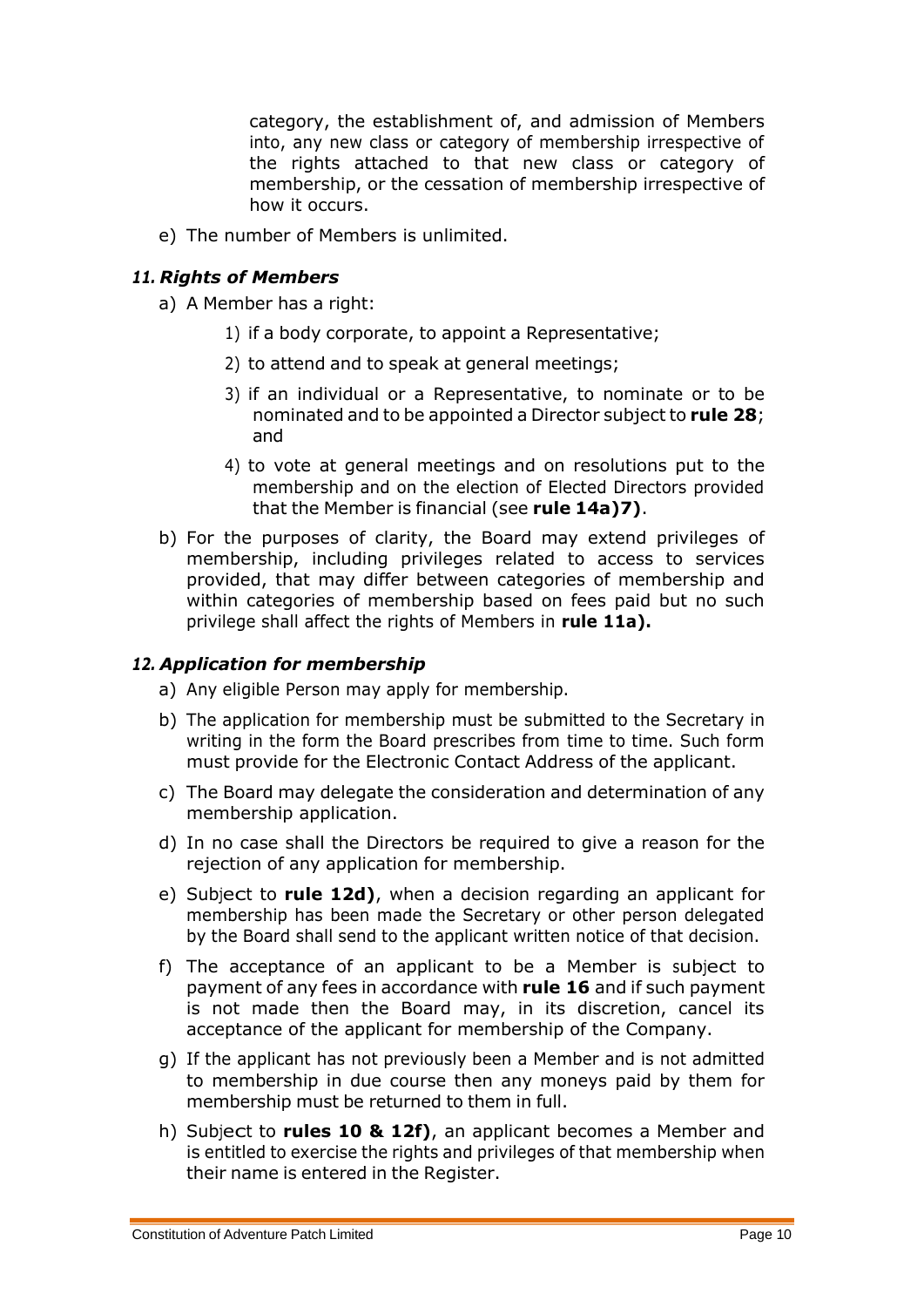category, the establishment of, and admission of Members into, any new class or category of membership irrespective of the rights attached to that new class or category of membership, or the cessation of membership irrespective of how it occurs.

e) The number of Members is unlimited.

### *11. Rights of Members*

a) A Member has a right:

   1) if a body corporate, to appoint a Representative;

   2) to attend and to speak at general meetings;

   3) if an individual or a Representative, to nominate or to be nominated and to be appointed a Director subject to **rule 28**; and

   4) to vote at general meetings and on resolutions put to the membership and on the election of Elected Directors provided that the Member is financial (see **rule 14a)7)**.

b) For the purposes of clarity, the Board may extend privileges of membership, including privileges related to access to services provided, that may differ between categories of membership and within categories of membership based on fees paid but no such privilege shall affect the rights of Members in **rule 11a).**

### *12. Application for membership*

a) Any eligible Person may apply for membership.

b) The application for membership must be submitted to the Secretary in writing in the form the Board prescribes from time to time. Such form must provide for the Electronic Contact Address of the applicant.

c) The Board may delegate the consideration and determination of any membership application.

d) In no case shall the Directors be required to give a reason for the rejection of any application for membership.

e) Subject to **rule 12d)**, when a decision regarding an applicant for membership has been made the Secretary or other person delegated by the Board shall send to the applicant written notice of that decision.

f) The acceptance of an applicant to be a Member is subject to payment of any fees in accordance with **rule 16** and if such payment is not made then the Board may, in its discretion, cancel its acceptance of the applicant for membership of the Company.

g) If the applicant has not previously been a Member and is not admitted to membership in due course then any moneys paid by them for membership must be returned to them in full.

h) Subject to **rules 10 & 12f)**, an applicant becomes a Member and is entitled to exercise the rights and privileges of that membership when their name is entered in the Register.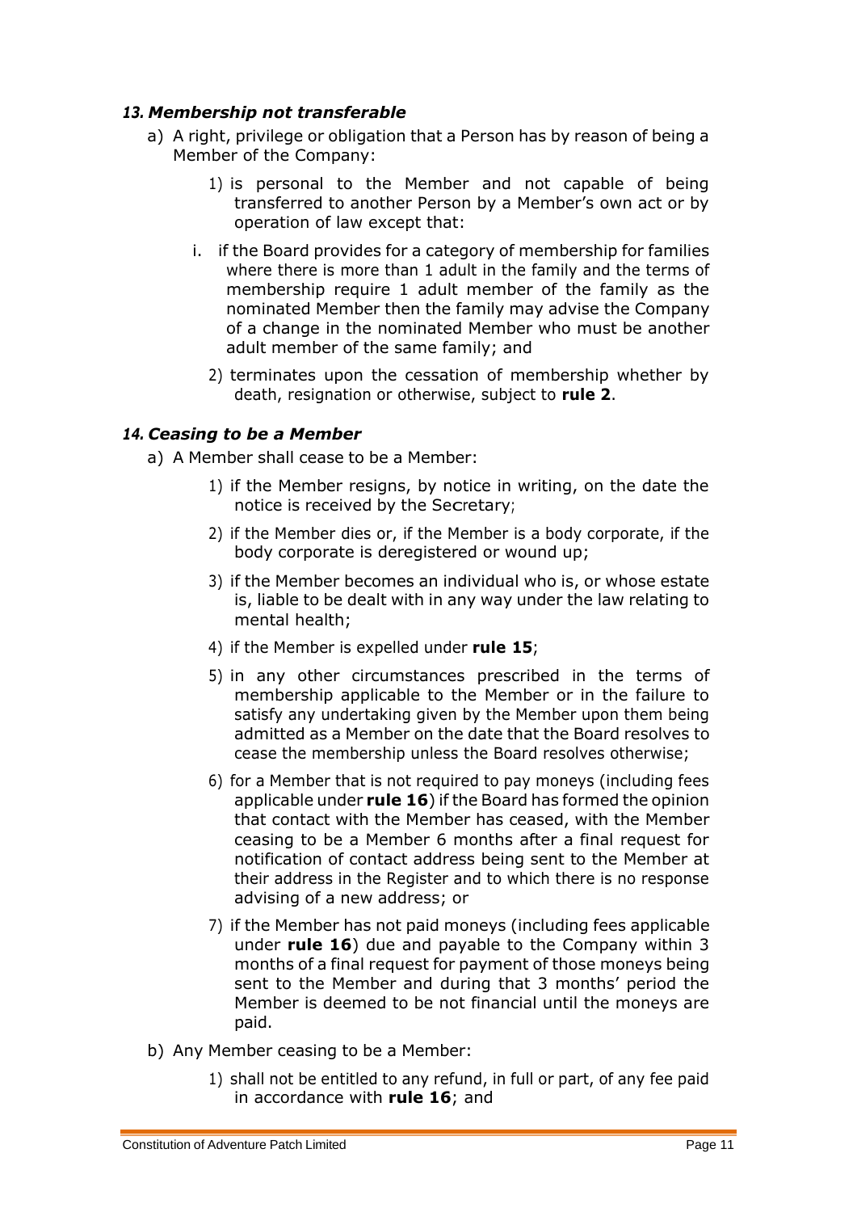### *13. Membership not transferable*

a) A right, privilege or obligation that a Person has by reason of being a Member of the Company:

   1) is personal to the Member and not capable of being transferred to another Person by a Member's own act or by operation of law except that:

      i. if the Board provides for a category of membership for families where there is more than 1 adult in the family and the terms of membership require 1 adult member of the family as the nominated Member then the family may advise the Company of a change in the nominated Member who must be another adult member of the same family; and

   2) terminates upon the cessation of membership whether by death, resignation or otherwise, subject to **rule 2**.

### *14. Ceasing to be a Member*

a) A Member shall cease to be a Member:

   1) if the Member resigns, by notice in writing, on the date the notice is received by the Secretary;

   2) if the Member dies or, if the Member is a body corporate, if the body corporate is deregistered or wound up;

   3) if the Member becomes an individual who is, or whose estate is, liable to be dealt with in any way under the law relating to mental health;

   4) if the Member is expelled under **rule 15**;

   5) in any other circumstances prescribed in the terms of membership applicable to the Member or in the failure to satisfy any undertaking given by the Member upon them being admitted as a Member on the date that the Board resolves to cease the membership unless the Board resolves otherwise;

   6) for a Member that is not required to pay moneys (including fees applicable under **rule 16**) if the Board has formed the opinion that contact with the Member has ceased, with the Member ceasing to be a Member 6 months after a final request for notification of contact address being sent to the Member at their address in the Register and to which there is no response advising of a new address; or

   7) if the Member has not paid moneys (including fees applicable under **rule 16**) due and payable to the Company within 3 months of a final request for payment of those moneys being sent to the Member and during that 3 months' period the Member is deemed to be not financial until the moneys are paid.

b) Any Member ceasing to be a Member:

   1) shall not be entitled to any refund, in full or part, of any fee paid in accordance with **rule 16**; and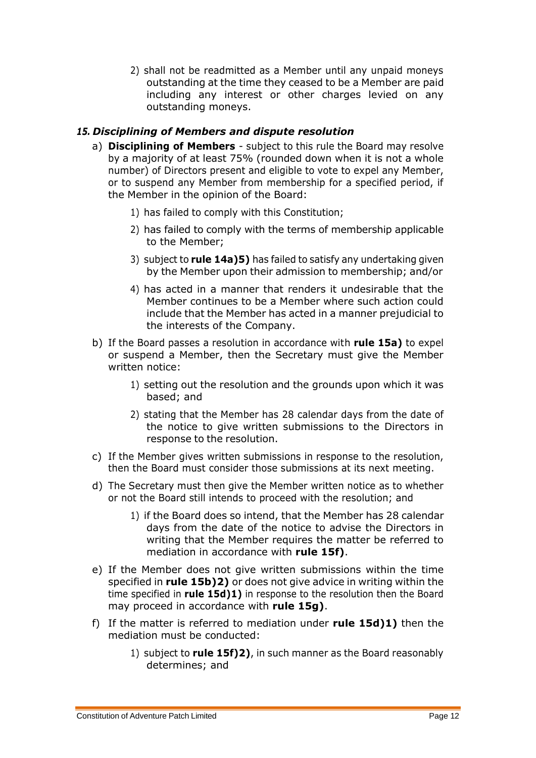2) shall not be readmitted as a Member until any unpaid moneys outstanding at the time they ceased to be a Member are paid including any interest or other charges levied on any outstanding moneys.

### *15. Disciplining of Members and dispute resolution*

a) **Disciplining of Members** - subject to this rule the Board may resolve by a majority of at least 75% (rounded down when it is not a whole number) of Directors present and eligible to vote to expel any Member, or to suspend any Member from membership for a specified period, if the Member in the opinion of the Board:

   1) has failed to comply with this Constitution;

   2) has failed to comply with the terms of membership applicable to the Member;

   3) subject to **rule 14a)5)** has failed to satisfy any undertaking given by the Member upon their admission to membership; and/or

   4) has acted in a manner that renders it undesirable that the Member continues to be a Member where such action could include that the Member has acted in a manner prejudicial to the interests of the Company.

b) If the Board passes a resolution in accordance with **rule 15a)** to expel or suspend a Member, then the Secretary must give the Member written notice:

   1) setting out the resolution and the grounds upon which it was based; and

   2) stating that the Member has 28 calendar days from the date of the notice to give written submissions to the Directors in response to the resolution.

c) If the Member gives written submissions in response to the resolution, then the Board must consider those submissions at its next meeting.

d) The Secretary must then give the Member written notice as to whether or not the Board still intends to proceed with the resolution; and

   1) if the Board does so intend, that the Member has 28 calendar days from the date of the notice to advise the Directors in writing that the Member requires the matter be referred to mediation in accordance with **rule 15f)**.

e) If the Member does not give written submissions within the time specified in **rule 15b)2)** or does not give advice in writing within the time specified in **rule 15d)1)** in response to the resolution then the Board may proceed in accordance with **rule 15g)**.

f) If the matter is referred to mediation under **rule 15d)1)** then the mediation must be conducted:

   1) subject to **rule 15f)2)**, in such manner as the Board reasonably determines; and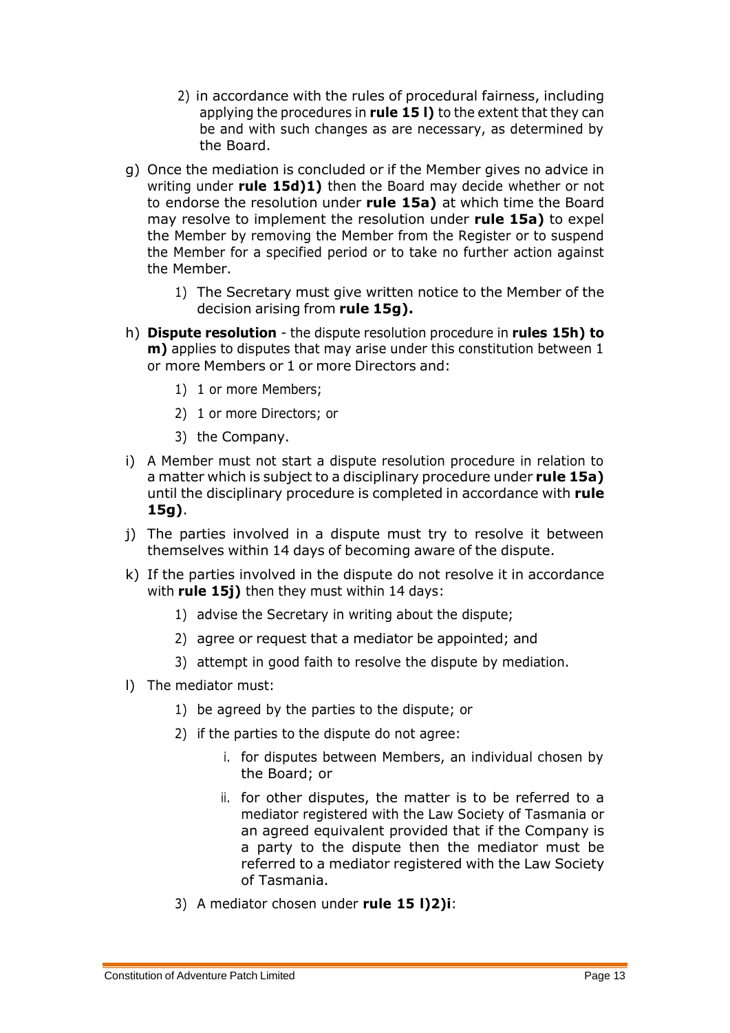2) in accordance with the rules of procedural fairness, including applying the procedures in **rule 15 l)** to the extent that they can be and with such changes as are necessary, as determined by the Board.

g) Once the mediation is concluded or if the Member gives no advice in writing under **rule 15d)1)** then the Board may decide whether or not to endorse the resolution under **rule 15a)** at which time the Board may resolve to implement the resolution under **rule 15a)** to expel the Member by removing the Member from the Register or to suspend the Member for a specified period or to take no further action against the Member.

   1) The Secretary must give written notice to the Member of the decision arising from **rule 15g).**

h) **Dispute resolution** - the dispute resolution procedure in **rules 15h) to m)** applies to disputes that may arise under this constitution between 1 or more Members or 1 or more Directors and:

   1) 1 or more Members;
   2) 1 or more Directors; or
   3) the Company.

i) A Member must not start a dispute resolution procedure in relation to a matter which is subject to a disciplinary procedure under **rule 15a)** until the disciplinary procedure is completed in accordance with **rule 15g)**.

j) The parties involved in a dispute must try to resolve it between themselves within 14 days of becoming aware of the dispute.

k) If the parties involved in the dispute do not resolve it in accordance with **rule 15j)** then they must within 14 days:

   1) advise the Secretary in writing about the dispute;
   2) agree or request that a mediator be appointed; and
   3) attempt in good faith to resolve the dispute by mediation.

l) The mediator must:

   1) be agreed by the parties to the dispute; or
   2) if the parties to the dispute do not agree:
      i. for disputes between Members, an individual chosen by the Board; or
      ii. for other disputes, the matter is to be referred to a mediator registered with the Law Society of Tasmania or an agreed equivalent provided that if the Company is a party to the dispute then the mediator must be referred to a mediator registered with the Law Society of Tasmania.
   3) A mediator chosen under **rule 15 l)2)i**: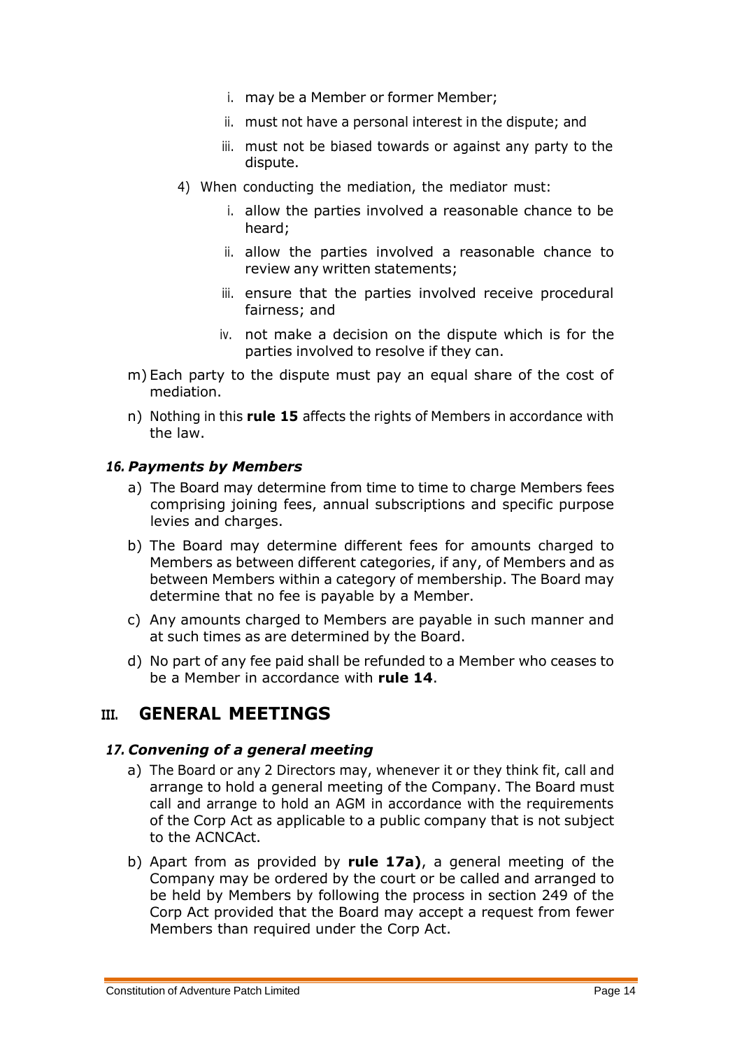i. may be a Member or former Member;

   ii. must not have a personal interest in the dispute; and

   iii. must not be biased towards or against any party to the dispute.

4) When conducting the mediation, the mediator must:

   i. allow the parties involved a reasonable chance to be heard;

   ii. allow the parties involved a reasonable chance to review any written statements;

   iii. ensure that the parties involved receive procedural fairness; and

   iv. not make a decision on the dispute which is for the parties involved to resolve if they can.

m) Each party to the dispute must pay an equal share of the cost of mediation.

n) Nothing in this **rule 15** affects the rights of Members in accordance with the law.

### *16. Payments by Members*

a) The Board may determine from time to time to charge Members fees comprising joining fees, annual subscriptions and specific purpose levies and charges.

b) The Board may determine different fees for amounts charged to Members as between different categories, if any, of Members and as between Members within a category of membership. The Board may determine that no fee is payable by a Member.

c) Any amounts charged to Members are payable in such manner and at such times as are determined by the Board.

d) No part of any fee paid shall be refunded to a Member who ceases to be a Member in accordance with **rule 14**.

## III. GENERAL MEETINGS

### *17. Convening of a general meeting*

a) The Board or any 2 Directors may, whenever it or they think fit, call and arrange to hold a general meeting of the Company. The Board must call and arrange to hold an AGM in accordance with the requirements of the Corp Act as applicable to a public company that is not subject to the ACNCAct.

b) Apart from as provided by **rule 17a)**, a general meeting of the Company may be ordered by the court or be called and arranged to be held by Members by following the process in section 249 of the Corp Act provided that the Board may accept a request from fewer Members than required under the Corp Act.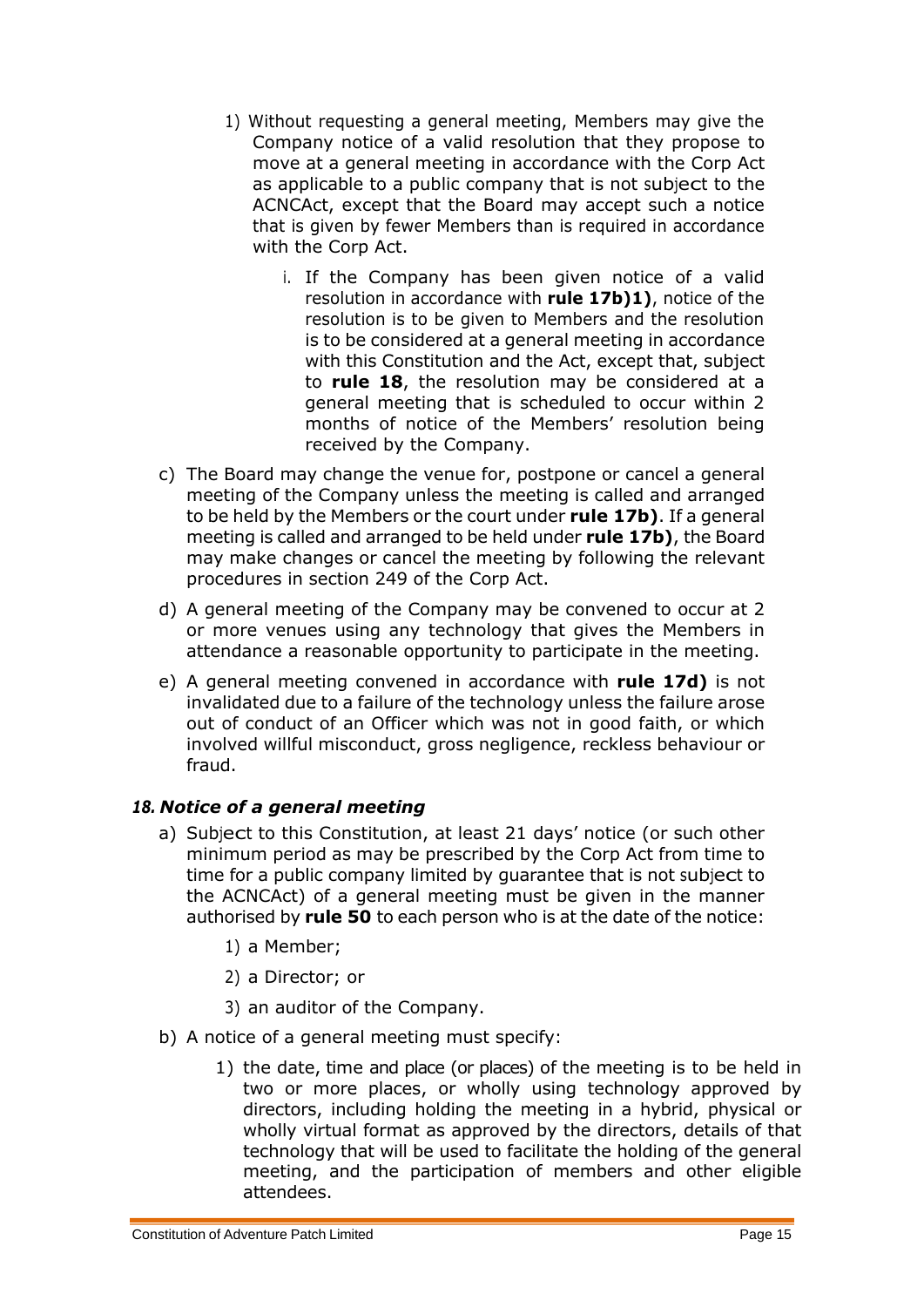1) Without requesting a general meeting, Members may give the Company notice of a valid resolution that they propose to move at a general meeting in accordance with the Corp Act as applicable to a public company that is not subject to the ACNCAct, except that the Board may accept such a notice that is given by fewer Members than is required in accordance with the Corp Act.

    i. If the Company has been given notice of a valid resolution in accordance with **rule 17b)1)**, notice of the resolution is to be given to Members and the resolution is to be considered at a general meeting in accordance with this Constitution and the Act, except that, subject to **rule 18**, the resolution may be considered at a general meeting that is scheduled to occur within 2 months of notice of the Members' resolution being received by the Company.

c) The Board may change the venue for, postpone or cancel a general meeting of the Company unless the meeting is called and arranged to be held by the Members or the court under **rule 17b)**. If a general meeting is called and arranged to be held under **rule 17b)**, the Board may make changes or cancel the meeting by following the relevant procedures in section 249 of the Corp Act.

d) A general meeting of the Company may be convened to occur at 2 or more venues using any technology that gives the Members in attendance a reasonable opportunity to participate in the meeting.

e) A general meeting convened in accordance with **rule 17d)** is not invalidated due to a failure of the technology unless the failure arose out of conduct of an Officer which was not in good faith, or which involved willful misconduct, gross negligence, reckless behaviour or fraud.

## *18. Notice of a general meeting*

a) Subject to this Constitution, at least 21 days' notice (or such other minimum period as may be prescribed by the Corp Act from time to time for a public company limited by guarantee that is not subject to the ACNCAct) of a general meeting must be given in the manner authorised by **rule 50** to each person who is at the date of the notice:

    1) a Member;

    2) a Director; or

    3) an auditor of the Company.

b) A notice of a general meeting must specify:

    1) the date, time and place (or places) of the meeting is to be held in two or more places, or wholly using technology approved by directors, including holding the meeting in a hybrid, physical or wholly virtual format as approved by the directors, details of that technology that will be used to facilitate the holding of the general meeting, and the participation of members and other eligible attendees.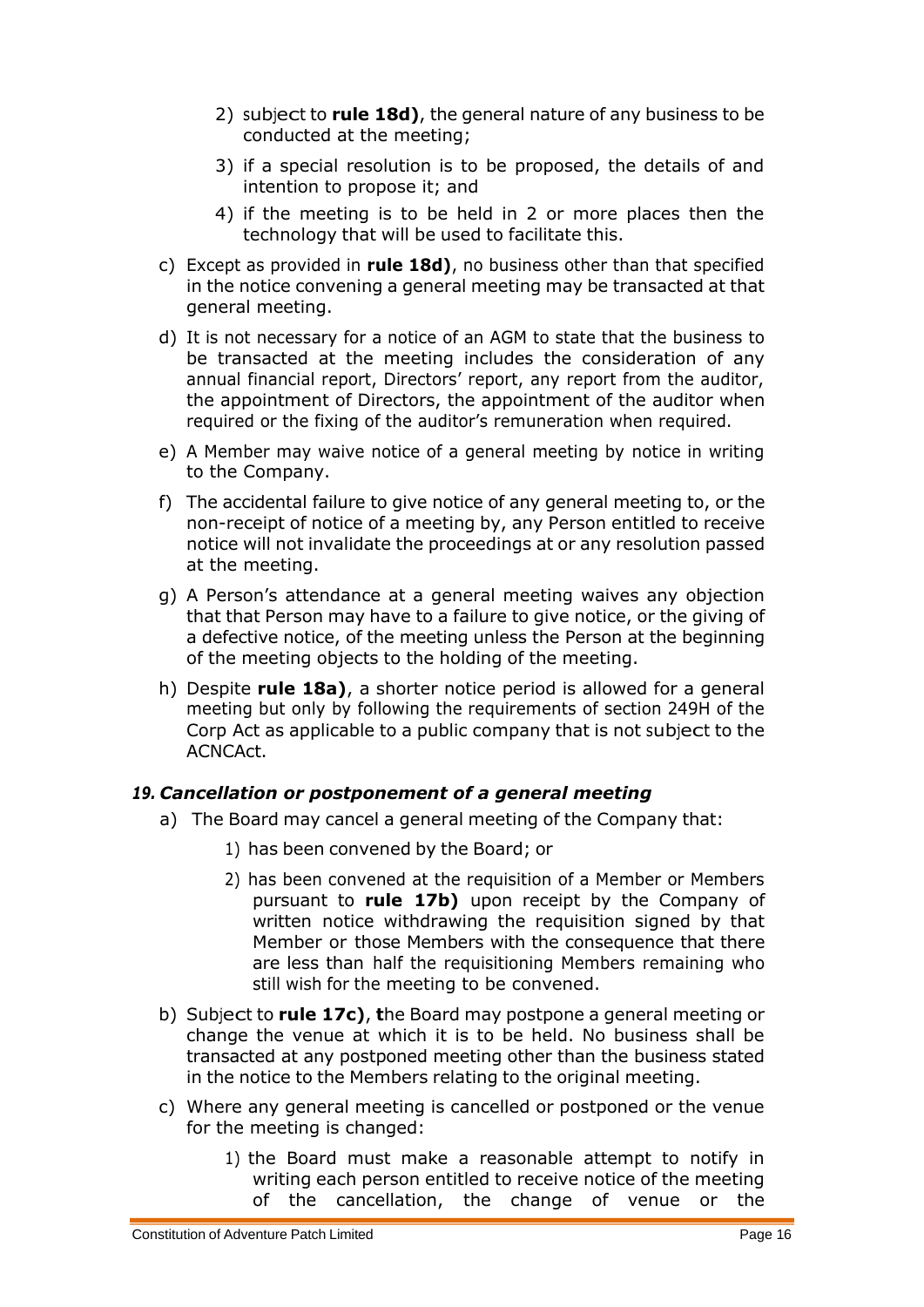2) subject to **rule 18d)**, the general nature of any business to be conducted at the meeting;

3) if a special resolution is to be proposed, the details of and intention to propose it; and

4) if the meeting is to be held in 2 or more places then the technology that will be used to facilitate this.

c) Except as provided in **rule 18d)**, no business other than that specified in the notice convening a general meeting may be transacted at that general meeting.

d) It is not necessary for a notice of an AGM to state that the business to be transacted at the meeting includes the consideration of any annual financial report, Directors' report, any report from the auditor, the appointment of Directors, the appointment of the auditor when required or the fixing of the auditor's remuneration when required.

e) A Member may waive notice of a general meeting by notice in writing to the Company.

f) The accidental failure to give notice of any general meeting to, or the non-receipt of notice of a meeting by, any Person entitled to receive notice will not invalidate the proceedings at or any resolution passed at the meeting.

g) A Person's attendance at a general meeting waives any objection that that Person may have to a failure to give notice, or the giving of a defective notice, of the meeting unless the Person at the beginning of the meeting objects to the holding of the meeting.

h) Despite **rule 18a)**, a shorter notice period is allowed for a general meeting but only by following the requirements of section 249H of the Corp Act as applicable to a public company that is not subject to the ACNCAct.

### *19. Cancellation or postponement of a general meeting*

a) The Board may cancel a general meeting of the Company that:

1) has been convened by the Board; or

2) has been convened at the requisition of a Member or Members pursuant to **rule 17b)** upon receipt by the Company of written notice withdrawing the requisition signed by that Member or those Members with the consequence that there are less than half the requisitioning Members remaining who still wish for the meeting to be convened.

b) Subject to **rule 17c)**, **t**he Board may postpone a general meeting or change the venue at which it is to be held. No business shall be transacted at any postponed meeting other than the business stated in the notice to the Members relating to the original meeting.

c) Where any general meeting is cancelled or postponed or the venue for the meeting is changed:

1) the Board must make a reasonable attempt to notify in writing each person entitled to receive notice of the meeting of the cancellation, the change of venue or the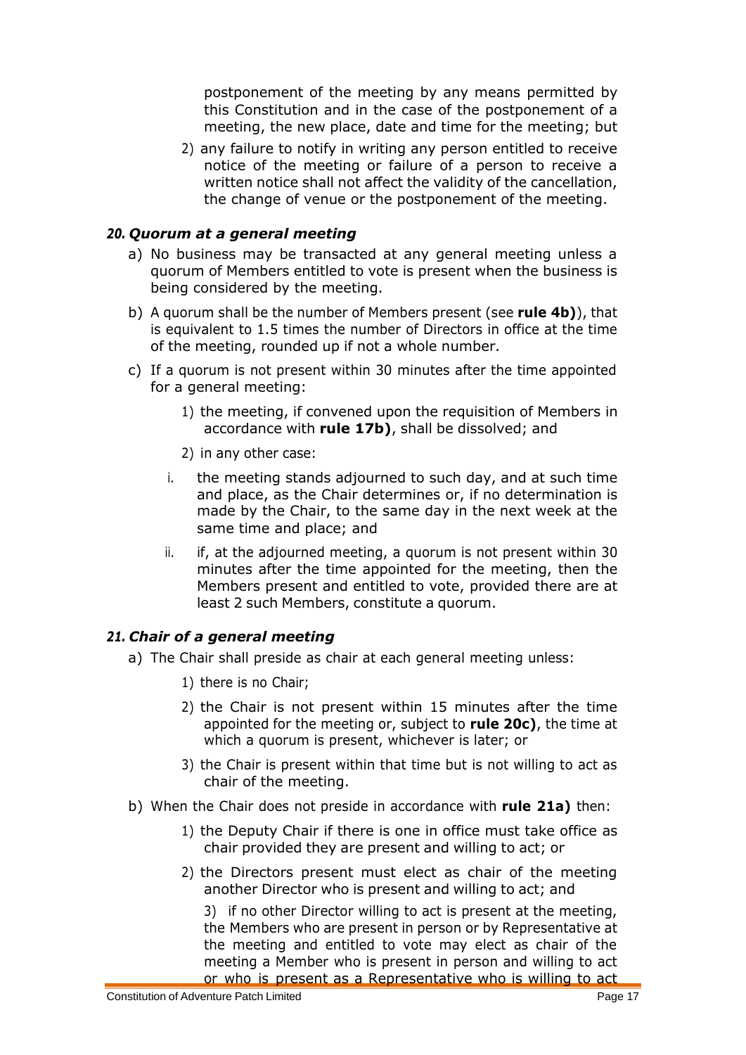postponement of the meeting by any means permitted by this Constitution and in the case of the postponement of a meeting, the new place, date and time for the meeting; but

2) any failure to notify in writing any person entitled to receive notice of the meeting or failure of a person to receive a written notice shall not affect the validity of the cancellation, the change of venue or the postponement of the meeting.

### *20. Quorum at a general meeting*

a) No business may be transacted at any general meeting unless a quorum of Members entitled to vote is present when the business is being considered by the meeting.

b) A quorum shall be the number of Members present (see **rule 4b)**), that is equivalent to 1.5 times the number of Directors in office at the time of the meeting, rounded up if not a whole number.

c) If a quorum is not present within 30 minutes after the time appointed for a general meeting:

   1) the meeting, if convened upon the requisition of Members in accordance with **rule 17b)**, shall be dissolved; and

   2) in any other case:

   i. the meeting stands adjourned to such day, and at such time and place, as the Chair determines or, if no determination is made by the Chair, to the same day in the next week at the same time and place; and

   ii. if, at the adjourned meeting, a quorum is not present within 30 minutes after the time appointed for the meeting, then the Members present and entitled to vote, provided there are at least 2 such Members, constitute a quorum.

### *21. Chair of a general meeting*

a) The Chair shall preside as chair at each general meeting unless:

   1) there is no Chair;

   2) the Chair is not present within 15 minutes after the time appointed for the meeting or, subject to **rule 20c)**, the time at which a quorum is present, whichever is later; or

   3) the Chair is present within that time but is not willing to act as chair of the meeting.

b) When the Chair does not preside in accordance with **rule 21a)** then:

   1) the Deputy Chair if there is one in office must take office as chair provided they are present and willing to act; or

   2) the Directors present must elect as chair of the meeting another Director who is present and willing to act; and

   3) if no other Director willing to act is present at the meeting, the Members who are present in person or by Representative at the meeting and entitled to vote may elect as chair of the meeting a Member who is present in person and willing to act or who is present as a Representative who is willing to act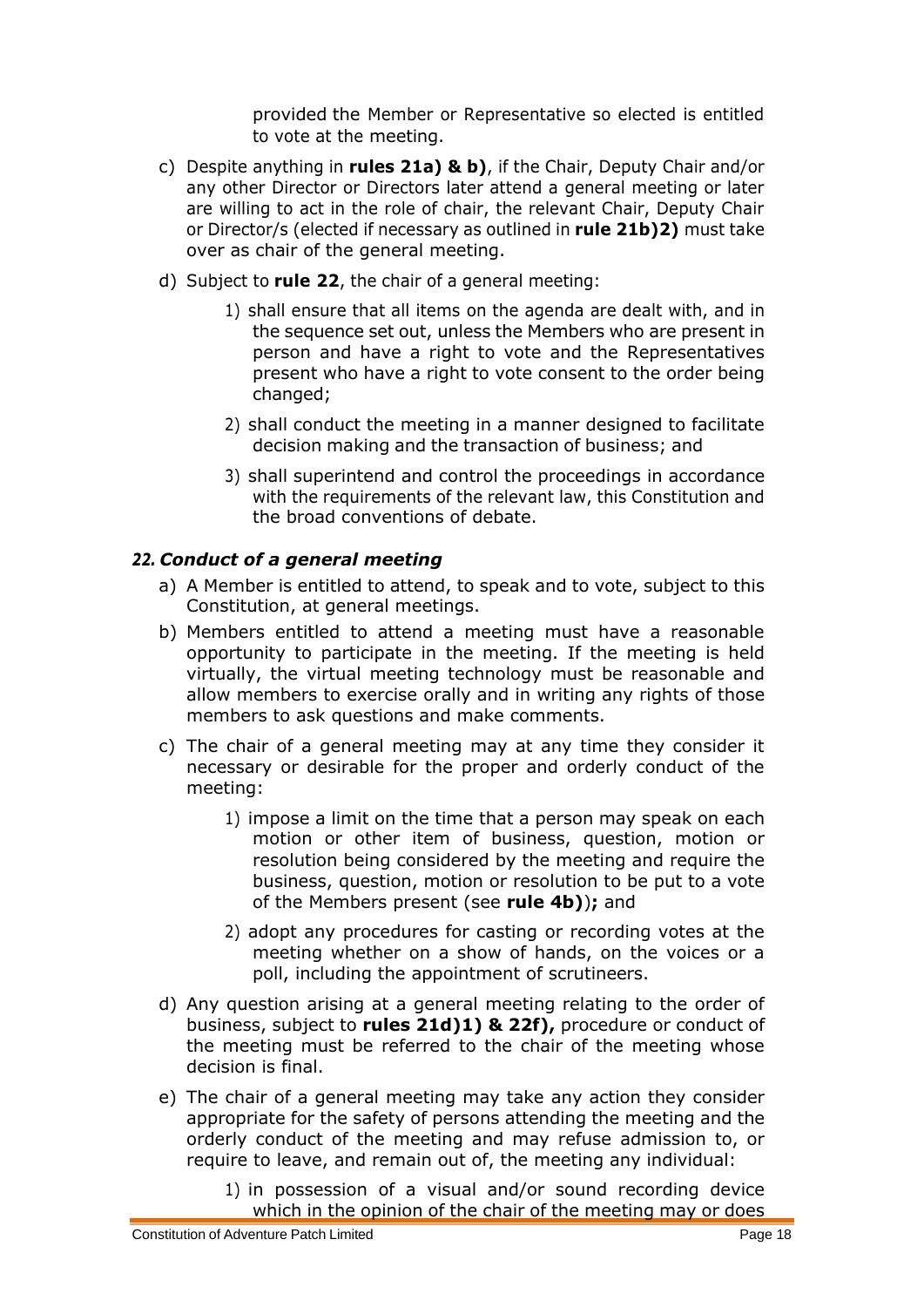provided the Member or Representative so elected is entitled to vote at the meeting.

c) Despite anything in **rules 21a) & b)**, if the Chair, Deputy Chair and/or any other Director or Directors later attend a general meeting or later are willing to act in the role of chair, the relevant Chair, Deputy Chair or Director/s (elected if necessary as outlined in **rule 21b)2)** must take over as chair of the general meeting.

d) Subject to **rule 22**, the chair of a general meeting:

   1) shall ensure that all items on the agenda are dealt with, and in the sequence set out, unless the Members who are present in person and have a right to vote and the Representatives present who have a right to vote consent to the order being changed;

   2) shall conduct the meeting in a manner designed to facilitate decision making and the transaction of business; and

   3) shall superintend and control the proceedings in accordance with the requirements of the relevant law, this Constitution and the broad conventions of debate.

### *22. Conduct of a general meeting*

a) A Member is entitled to attend, to speak and to vote, subject to this Constitution, at general meetings.

b) Members entitled to attend a meeting must have a reasonable opportunity to participate in the meeting. If the meeting is held virtually, the virtual meeting technology must be reasonable and allow members to exercise orally and in writing any rights of those members to ask questions and make comments.

c) The chair of a general meeting may at any time they consider it necessary or desirable for the proper and orderly conduct of the meeting:

   1) impose a limit on the time that a person may speak on each motion or other item of business, question, motion or resolution being considered by the meeting and require the business, question, motion or resolution to be put to a vote of the Members present (see **rule 4b)**)**;** and

   2) adopt any procedures for casting or recording votes at the meeting whether on a show of hands, on the voices or a poll, including the appointment of scrutineers.

d) Any question arising at a general meeting relating to the order of business, subject to **rules 21d)1) & 22f),** procedure or conduct of the meeting must be referred to the chair of the meeting whose decision is final.

e) The chair of a general meeting may take any action they consider appropriate for the safety of persons attending the meeting and the orderly conduct of the meeting and may refuse admission to, or require to leave, and remain out of, the meeting any individual:

   1) in possession of a visual and/or sound recording device which in the opinion of the chair of the meeting may or does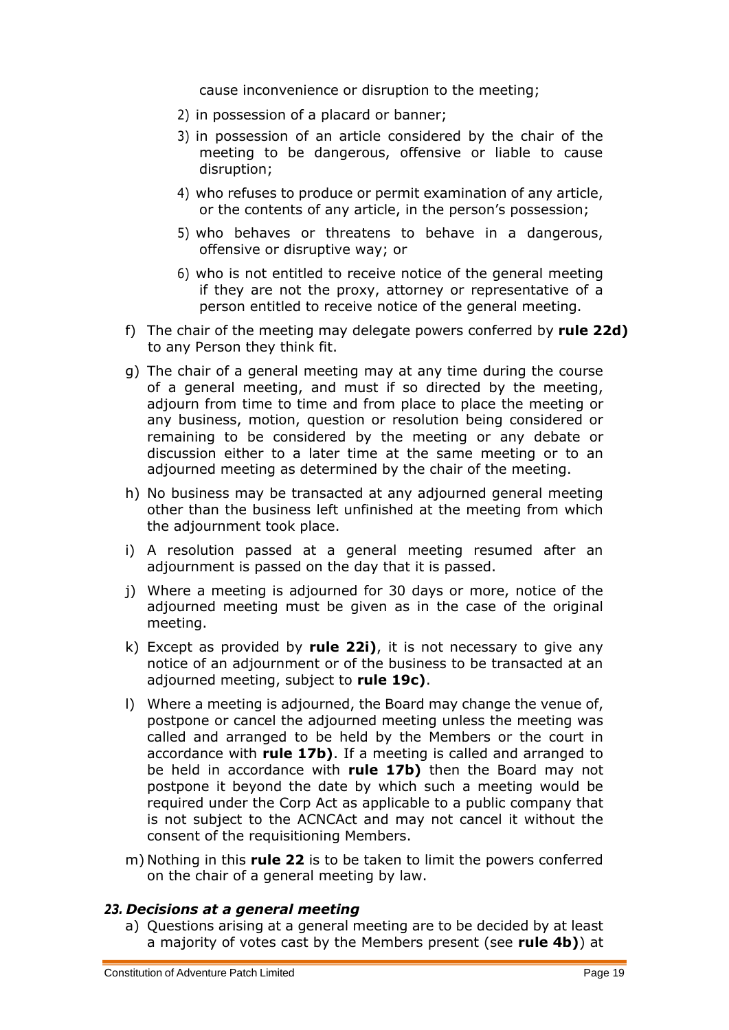cause inconvenience or disruption to the meeting;

2) in possession of a placard or banner;

3) in possession of an article considered by the chair of the meeting to be dangerous, offensive or liable to cause disruption;

4) who refuses to produce or permit examination of any article, or the contents of any article, in the person's possession;

5) who behaves or threatens to behave in a dangerous, offensive or disruptive way; or

6) who is not entitled to receive notice of the general meeting if they are not the proxy, attorney or representative of a person entitled to receive notice of the general meeting.

f) The chair of the meeting may delegate powers conferred by **rule 22d)** to any Person they think fit.

g) The chair of a general meeting may at any time during the course of a general meeting, and must if so directed by the meeting, adjourn from time to time and from place to place the meeting or any business, motion, question or resolution being considered or remaining to be considered by the meeting or any debate or discussion either to a later time at the same meeting or to an adjourned meeting as determined by the chair of the meeting.

h) No business may be transacted at any adjourned general meeting other than the business left unfinished at the meeting from which the adjournment took place.

i) A resolution passed at a general meeting resumed after an adjournment is passed on the day that it is passed.

j) Where a meeting is adjourned for 30 days or more, notice of the adjourned meeting must be given as in the case of the original meeting.

k) Except as provided by **rule 22i)**, it is not necessary to give any notice of an adjournment or of the business to be transacted at an adjourned meeting, subject to **rule 19c)**.

l) Where a meeting is adjourned, the Board may change the venue of, postpone or cancel the adjourned meeting unless the meeting was called and arranged to be held by the Members or the court in accordance with **rule 17b)**. If a meeting is called and arranged to be held in accordance with **rule 17b)** then the Board may not postpone it beyond the date by which such a meeting would be required under the Corp Act as applicable to a public company that is not subject to the ACNCAct and may not cancel it without the consent of the requisitioning Members.

m) Nothing in this **rule 22** is to be taken to limit the powers conferred on the chair of a general meeting by law.

### *23. Decisions at a general meeting*

a) Questions arising at a general meeting are to be decided by at least a majority of votes cast by the Members present (see **rule 4b)**) at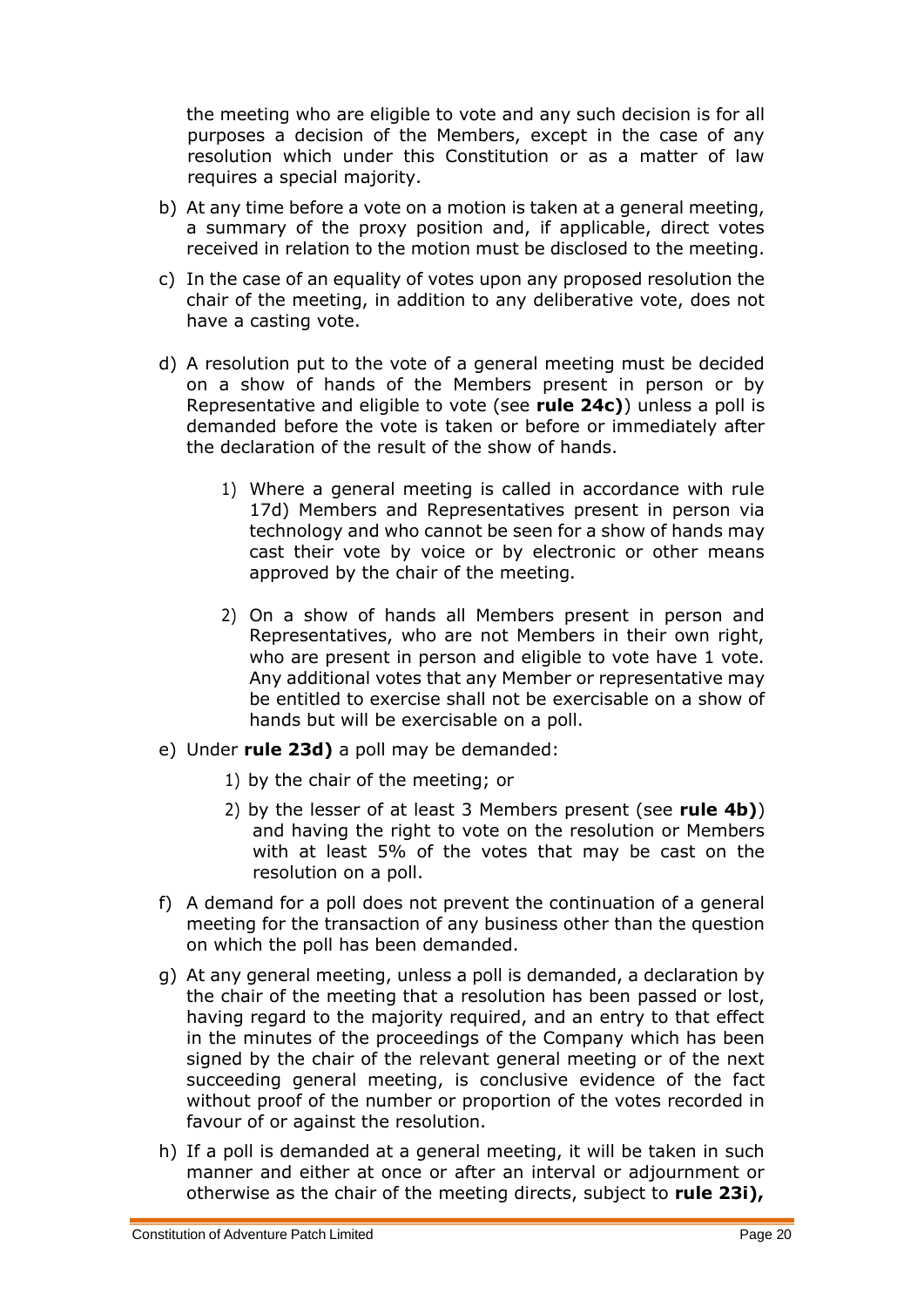the meeting who are eligible to vote and any such decision is for all purposes a decision of the Members, except in the case of any resolution which under this Constitution or as a matter of law requires a special majority.

b) At any time before a vote on a motion is taken at a general meeting, a summary of the proxy position and, if applicable, direct votes received in relation to the motion must be disclosed to the meeting.

c) In the case of an equality of votes upon any proposed resolution the chair of the meeting, in addition to any deliberative vote, does not have a casting vote.

d) A resolution put to the vote of a general meeting must be decided on a show of hands of the Members present in person or by Representative and eligible to vote (see **rule 24c)**) unless a poll is demanded before the vote is taken or before or immediately after the declaration of the result of the show of hands.

   1) Where a general meeting is called in accordance with rule 17d) Members and Representatives present in person via technology and who cannot be seen for a show of hands may cast their vote by voice or by electronic or other means approved by the chair of the meeting.

   2) On a show of hands all Members present in person and Representatives, who are not Members in their own right, who are present in person and eligible to vote have 1 vote. Any additional votes that any Member or representative may be entitled to exercise shall not be exercisable on a show of hands but will be exercisable on a poll.

e) Under **rule 23d)** a poll may be demanded:

   1) by the chair of the meeting; or

   2) by the lesser of at least 3 Members present (see **rule 4b)**) and having the right to vote on the resolution or Members with at least 5% of the votes that may be cast on the resolution on a poll.

f) A demand for a poll does not prevent the continuation of a general meeting for the transaction of any business other than the question on which the poll has been demanded.

g) At any general meeting, unless a poll is demanded, a declaration by the chair of the meeting that a resolution has been passed or lost, having regard to the majority required, and an entry to that effect in the minutes of the proceedings of the Company which has been signed by the chair of the relevant general meeting or of the next succeeding general meeting, is conclusive evidence of the fact without proof of the number or proportion of the votes recorded in favour of or against the resolution.

h) If a poll is demanded at a general meeting, it will be taken in such manner and either at once or after an interval or adjournment or otherwise as the chair of the meeting directs, subject to **rule 23i),**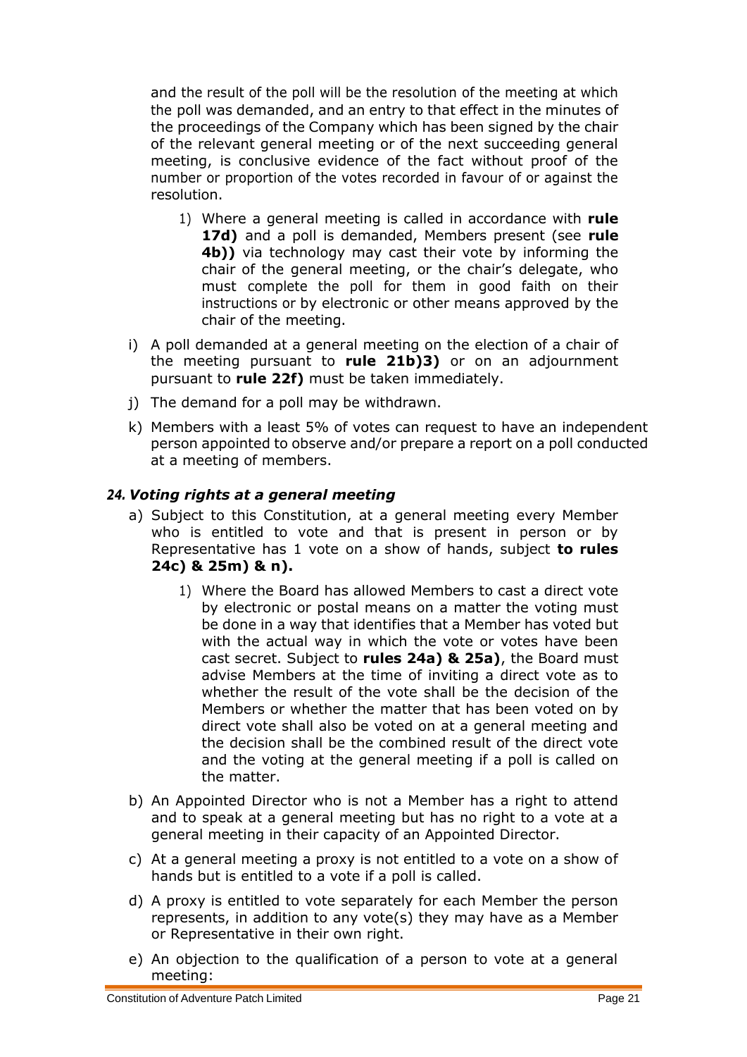and the result of the poll will be the resolution of the meeting at which the poll was demanded, and an entry to that effect in the minutes of the proceedings of the Company which has been signed by the chair of the relevant general meeting or of the next succeeding general meeting, is conclusive evidence of the fact without proof of the number or proportion of the votes recorded in favour of or against the resolution.

1) Where a general meeting is called in accordance with **rule 17d)** and a poll is demanded, Members present (see **rule 4b))** via technology may cast their vote by informing the chair of the general meeting, or the chair's delegate, who must complete the poll for them in good faith on their instructions or by electronic or other means approved by the chair of the meeting.

i) A poll demanded at a general meeting on the election of a chair of the meeting pursuant to **rule 21b)3)** or on an adjournment pursuant to **rule 22f)** must be taken immediately.

j) The demand for a poll may be withdrawn.

k) Members with a least 5% of votes can request to have an independent person appointed to observe and/or prepare a report on a poll conducted at a meeting of members.

### 24. *Voting rights at a general meeting*

a) Subject to this Constitution, at a general meeting every Member who is entitled to vote and that is present in person or by Representative has 1 vote on a show of hands, subject **to rules 24c) & 25m) & n).**

1) Where the Board has allowed Members to cast a direct vote by electronic or postal means on a matter the voting must be done in a way that identifies that a Member has voted but with the actual way in which the vote or votes have been cast secret. Subject to **rules 24a) & 25a)**, the Board must advise Members at the time of inviting a direct vote as to whether the result of the vote shall be the decision of the Members or whether the matter that has been voted on by direct vote shall also be voted on at a general meeting and the decision shall be the combined result of the direct vote and the voting at the general meeting if a poll is called on the matter.

b) An Appointed Director who is not a Member has a right to attend and to speak at a general meeting but has no right to a vote at a general meeting in their capacity of an Appointed Director.

c) At a general meeting a proxy is not entitled to a vote on a show of hands but is entitled to a vote if a poll is called.

d) A proxy is entitled to vote separately for each Member the person represents, in addition to any vote(s) they may have as a Member or Representative in their own right.

e) An objection to the qualification of a person to vote at a general meeting: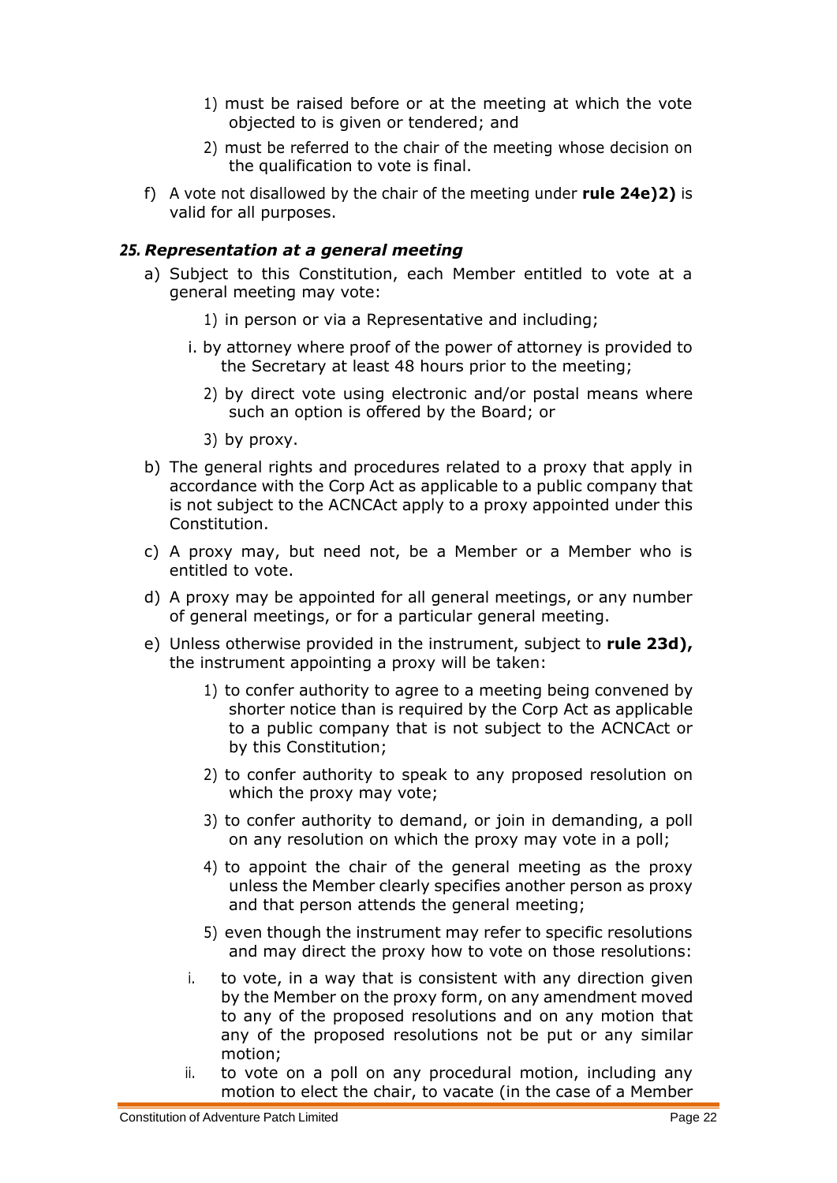1) must be raised before or at the meeting at which the vote objected to is given or tendered; and

2) must be referred to the chair of the meeting whose decision on the qualification to vote is final.

f) A vote not disallowed by the chair of the meeting under **rule 24e)2)** is valid for all purposes.

### *25. Representation at a general meeting*

a) Subject to this Constitution, each Member entitled to vote at a general meeting may vote:

   1) in person or via a Representative and including;

   i. by attorney where proof of the power of attorney is provided to the Secretary at least 48 hours prior to the meeting;

   2) by direct vote using electronic and/or postal means where such an option is offered by the Board; or

   3) by proxy.

b) The general rights and procedures related to a proxy that apply in accordance with the Corp Act as applicable to a public company that is not subject to the ACNCAct apply to a proxy appointed under this Constitution.

c) A proxy may, but need not, be a Member or a Member who is entitled to vote.

d) A proxy may be appointed for all general meetings, or any number of general meetings, or for a particular general meeting.

e) Unless otherwise provided in the instrument, subject to **rule 23d),** the instrument appointing a proxy will be taken:

   1) to confer authority to agree to a meeting being convened by shorter notice than is required by the Corp Act as applicable to a public company that is not subject to the ACNCAct or by this Constitution;

   2) to confer authority to speak to any proposed resolution on which the proxy may vote;

   3) to confer authority to demand, or join in demanding, a poll on any resolution on which the proxy may vote in a poll;

   4) to appoint the chair of the general meeting as the proxy unless the Member clearly specifies another person as proxy and that person attends the general meeting;

   5) even though the instrument may refer to specific resolutions and may direct the proxy how to vote on those resolutions:

   i. to vote, in a way that is consistent with any direction given by the Member on the proxy form, on any amendment moved to any of the proposed resolutions and on any motion that any of the proposed resolutions not be put or any similar motion;

   ii. to vote on a poll on any procedural motion, including any motion to elect the chair, to vacate (in the case of a Member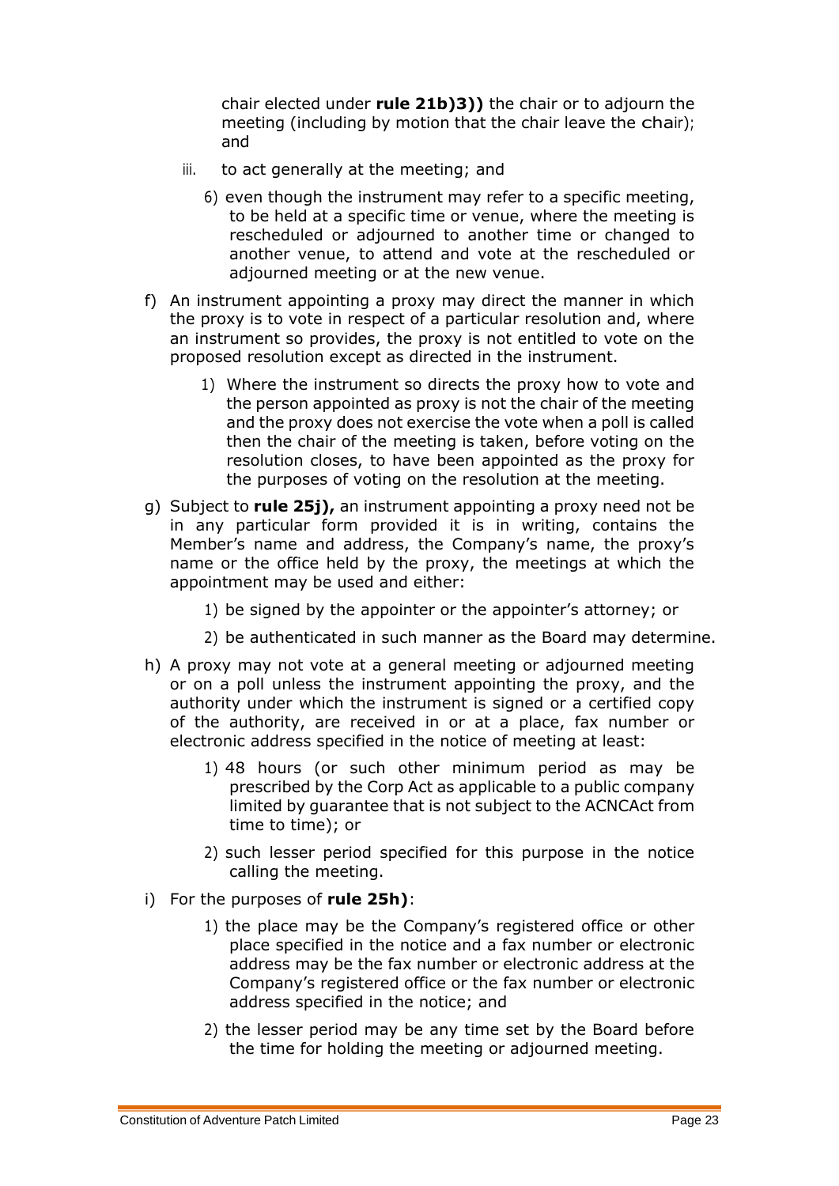chair elected under **rule 21b)3))** the chair or to adjourn the meeting (including by motion that the chair leave the chair); and

iii. to act generally at the meeting; and

6) even though the instrument may refer to a specific meeting, to be held at a specific time or venue, where the meeting is rescheduled or adjourned to another time or changed to another venue, to attend and vote at the rescheduled or adjourned meeting or at the new venue.

f) An instrument appointing a proxy may direct the manner in which the proxy is to vote in respect of a particular resolution and, where an instrument so provides, the proxy is not entitled to vote on the proposed resolution except as directed in the instrument.

   1) Where the instrument so directs the proxy how to vote and the person appointed as proxy is not the chair of the meeting and the proxy does not exercise the vote when a poll is called then the chair of the meeting is taken, before voting on the resolution closes, to have been appointed as the proxy for the purposes of voting on the resolution at the meeting.

g) Subject to **rule 25j),** an instrument appointing a proxy need not be in any particular form provided it is in writing, contains the Member's name and address, the Company's name, the proxy's name or the office held by the proxy, the meetings at which the appointment may be used and either:

   1) be signed by the appointer or the appointer's attorney; or

   2) be authenticated in such manner as the Board may determine.

h) A proxy may not vote at a general meeting or adjourned meeting or on a poll unless the instrument appointing the proxy, and the authority under which the instrument is signed or a certified copy of the authority, are received in or at a place, fax number or electronic address specified in the notice of meeting at least:

   1) 48 hours (or such other minimum period as may be prescribed by the Corp Act as applicable to a public company limited by guarantee that is not subject to the ACNCAct from time to time); or

   2) such lesser period specified for this purpose in the notice calling the meeting.

i) For the purposes of **rule 25h)**:

   1) the place may be the Company's registered office or other place specified in the notice and a fax number or electronic address may be the fax number or electronic address at the Company's registered office or the fax number or electronic address specified in the notice; and

   2) the lesser period may be any time set by the Board before the time for holding the meeting or adjourned meeting.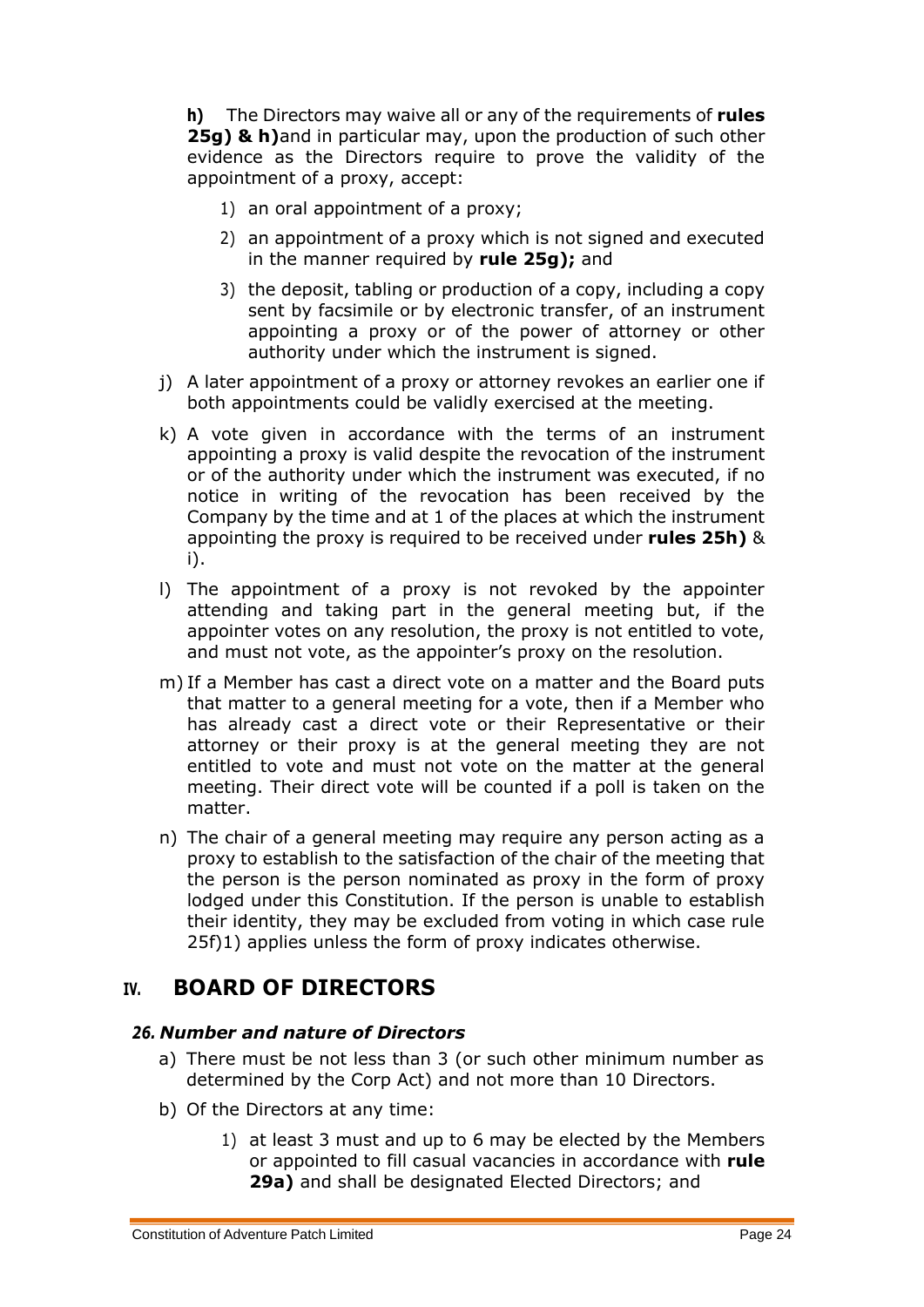**h)** The Directors may waive all or any of the requirements of **rules 25g) & h)** and in particular may, upon the production of such other evidence as the Directors require to prove the validity of the appointment of a proxy, accept:

1) an oral appointment of a proxy;
2) an appointment of a proxy which is not signed and executed in the manner required by **rule 25g);** and
3) the deposit, tabling or production of a copy, including a copy sent by facsimile or by electronic transfer, of an instrument appointing a proxy or of the power of attorney or other authority under which the instrument is signed.

j) A later appointment of a proxy or attorney revokes an earlier one if both appointments could be validly exercised at the meeting.

k) A vote given in accordance with the terms of an instrument appointing a proxy is valid despite the revocation of the instrument or of the authority under which the instrument was executed, if no notice in writing of the revocation has been received by the Company by the time and at 1 of the places at which the instrument appointing the proxy is required to be received under **rules 25h)** & i).

l) The appointment of a proxy is not revoked by the appointer attending and taking part in the general meeting but, if the appointer votes on any resolution, the proxy is not entitled to vote, and must not vote, as the appointer's proxy on the resolution.

m) If a Member has cast a direct vote on a matter and the Board puts that matter to a general meeting for a vote, then if a Member who has already cast a direct vote or their Representative or their attorney or their proxy is at the general meeting they are not entitled to vote and must not vote on the matter at the general meeting. Their direct vote will be counted if a poll is taken on the matter.

n) The chair of a general meeting may require any person acting as a proxy to establish to the satisfaction of the chair of the meeting that the person is the person nominated as proxy in the form of proxy lodged under this Constitution. If the person is unable to establish their identity, they may be excluded from voting in which case rule 25f)1) applies unless the form of proxy indicates otherwise.

# IV. BOARD OF DIRECTORS

### *26. Number and nature of Directors*

a) There must be not less than 3 (or such other minimum number as determined by the Corp Act) and not more than 10 Directors.

b) Of the Directors at any time:

1) at least 3 must and up to 6 may be elected by the Members or appointed to fill casual vacancies in accordance with **rule 29a)** and shall be designated Elected Directors; and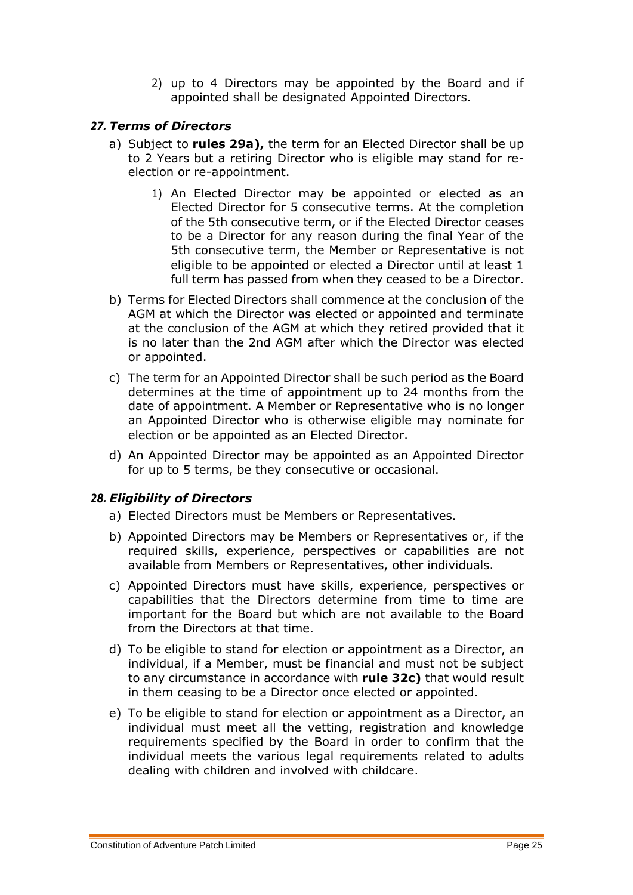2) up to 4 Directors may be appointed by the Board and if appointed shall be designated Appointed Directors.

### *27. Terms of Directors*

a) Subject to **rules 29a),** the term for an Elected Director shall be up to 2 Years but a retiring Director who is eligible may stand for re-election or re-appointment.

   1) An Elected Director may be appointed or elected as an Elected Director for 5 consecutive terms. At the completion of the 5th consecutive term, or if the Elected Director ceases to be a Director for any reason during the final Year of the 5th consecutive term, the Member or Representative is not eligible to be appointed or elected a Director until at least 1 full term has passed from when they ceased to be a Director.

b) Terms for Elected Directors shall commence at the conclusion of the AGM at which the Director was elected or appointed and terminate at the conclusion of the AGM at which they retired provided that it is no later than the 2nd AGM after which the Director was elected or appointed.

c) The term for an Appointed Director shall be such period as the Board determines at the time of appointment up to 24 months from the date of appointment. A Member or Representative who is no longer an Appointed Director who is otherwise eligible may nominate for election or be appointed as an Elected Director.

d) An Appointed Director may be appointed as an Appointed Director for up to 5 terms, be they consecutive or occasional.

### *28. Eligibility of Directors*

a) Elected Directors must be Members or Representatives.

b) Appointed Directors may be Members or Representatives or, if the required skills, experience, perspectives or capabilities are not available from Members or Representatives, other individuals.

c) Appointed Directors must have skills, experience, perspectives or capabilities that the Directors determine from time to time are important for the Board but which are not available to the Board from the Directors at that time.

d) To be eligible to stand for election or appointment as a Director, an individual, if a Member, must be financial and must not be subject to any circumstance in accordance with **rule 32c)** that would result in them ceasing to be a Director once elected or appointed.

e) To be eligible to stand for election or appointment as a Director, an individual must meet all the vetting, registration and knowledge requirements specified by the Board in order to confirm that the individual meets the various legal requirements related to adults dealing with children and involved with childcare.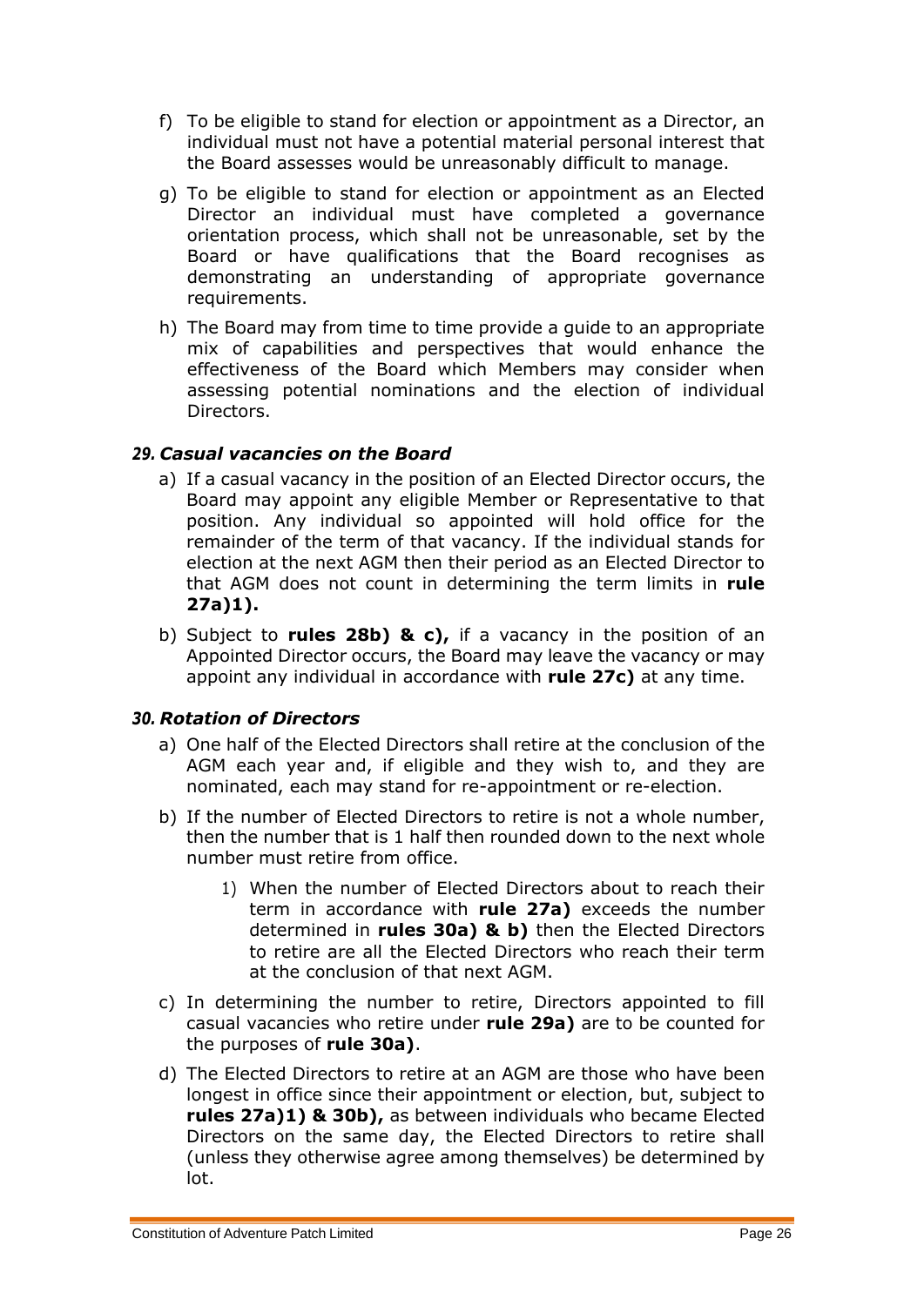f) To be eligible to stand for election or appointment as a Director, an individual must not have a potential material personal interest that the Board assesses would be unreasonably difficult to manage.

g) To be eligible to stand for election or appointment as an Elected Director an individual must have completed a governance orientation process, which shall not be unreasonable, set by the Board or have qualifications that the Board recognises as demonstrating an understanding of appropriate governance requirements.

h) The Board may from time to time provide a guide to an appropriate mix of capabilities and perspectives that would enhance the effectiveness of the Board which Members may consider when assessing potential nominations and the election of individual Directors.

### *29. Casual vacancies on the Board*

a) If a casual vacancy in the position of an Elected Director occurs, the Board may appoint any eligible Member or Representative to that position. Any individual so appointed will hold office for the remainder of the term of that vacancy. If the individual stands for election at the next AGM then their period as an Elected Director to that AGM does not count in determining the term limits in **rule 27a)1).**

b) Subject to **rules 28b) & c),** if a vacancy in the position of an Appointed Director occurs, the Board may leave the vacancy or may appoint any individual in accordance with **rule 27c)** at any time.

### *30. Rotation of Directors*

a) One half of the Elected Directors shall retire at the conclusion of the AGM each year and, if eligible and they wish to, and they are nominated, each may stand for re-appointment or re-election.

b) If the number of Elected Directors to retire is not a whole number, then the number that is 1 half then rounded down to the next whole number must retire from office.

   1) When the number of Elected Directors about to reach their term in accordance with **rule 27a)** exceeds the number determined in **rules 30a) & b)** then the Elected Directors to retire are all the Elected Directors who reach their term at the conclusion of that next AGM.

c) In determining the number to retire, Directors appointed to fill casual vacancies who retire under **rule 29a)** are to be counted for the purposes of **rule 30a)**.

d) The Elected Directors to retire at an AGM are those who have been longest in office since their appointment or election, but, subject to **rules 27a)1) & 30b),** as between individuals who became Elected Directors on the same day, the Elected Directors to retire shall (unless they otherwise agree among themselves) be determined by lot.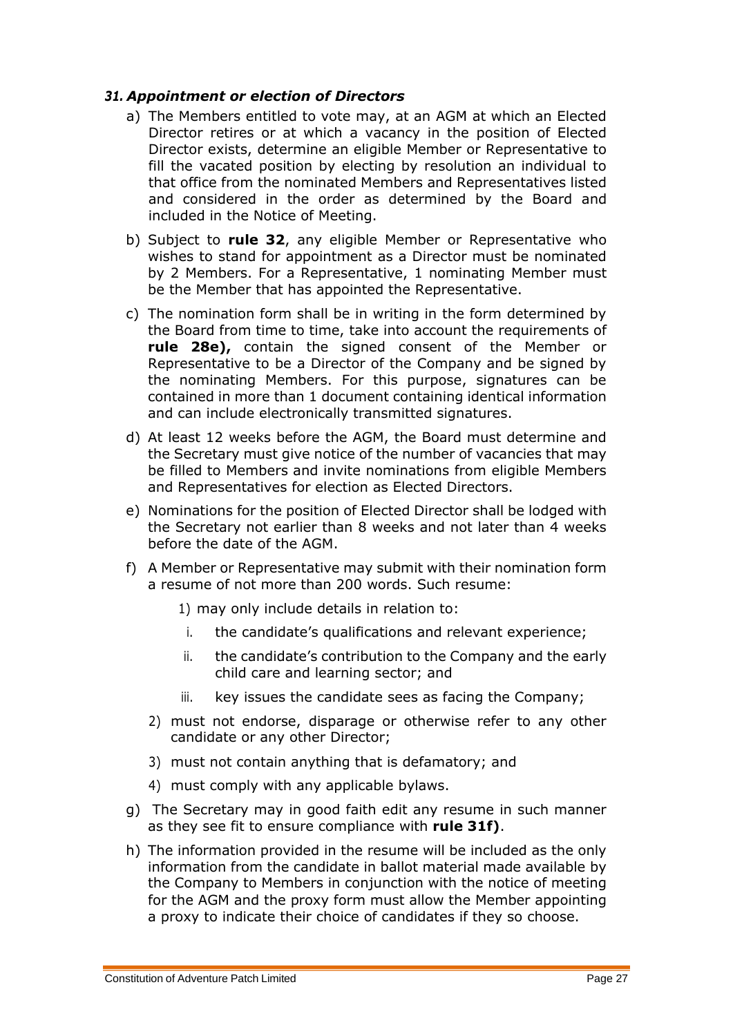### *31. Appointment or election of Directors*

a) The Members entitled to vote may, at an AGM at which an Elected Director retires or at which a vacancy in the position of Elected Director exists, determine an eligible Member or Representative to fill the vacated position by electing by resolution an individual to that office from the nominated Members and Representatives listed and considered in the order as determined by the Board and included in the Notice of Meeting.

b) Subject to **rule 32**, any eligible Member or Representative who wishes to stand for appointment as a Director must be nominated by 2 Members. For a Representative, 1 nominating Member must be the Member that has appointed the Representative.

c) The nomination form shall be in writing in the form determined by the Board from time to time, take into account the requirements of **rule 28e),** contain the signed consent of the Member or Representative to be a Director of the Company and be signed by the nominating Members. For this purpose, signatures can be contained in more than 1 document containing identical information and can include electronically transmitted signatures.

d) At least 12 weeks before the AGM, the Board must determine and the Secretary must give notice of the number of vacancies that may be filled to Members and invite nominations from eligible Members and Representatives for election as Elected Directors.

e) Nominations for the position of Elected Director shall be lodged with the Secretary not earlier than 8 weeks and not later than 4 weeks before the date of the AGM.

f) A Member or Representative may submit with their nomination form a resume of not more than 200 words. Such resume:

   1) may only include details in relation to:
      i. the candidate's qualifications and relevant experience;
      ii. the candidate's contribution to the Company and the early child care and learning sector; and
      iii. key issues the candidate sees as facing the Company;
   2) must not endorse, disparage or otherwise refer to any other candidate or any other Director;
   3) must not contain anything that is defamatory; and
   4) must comply with any applicable bylaws.

g) The Secretary may in good faith edit any resume in such manner as they see fit to ensure compliance with **rule 31f)**.

h) The information provided in the resume will be included as the only information from the candidate in ballot material made available by the Company to Members in conjunction with the notice of meeting for the AGM and the proxy form must allow the Member appointing a proxy to indicate their choice of candidates if they so choose.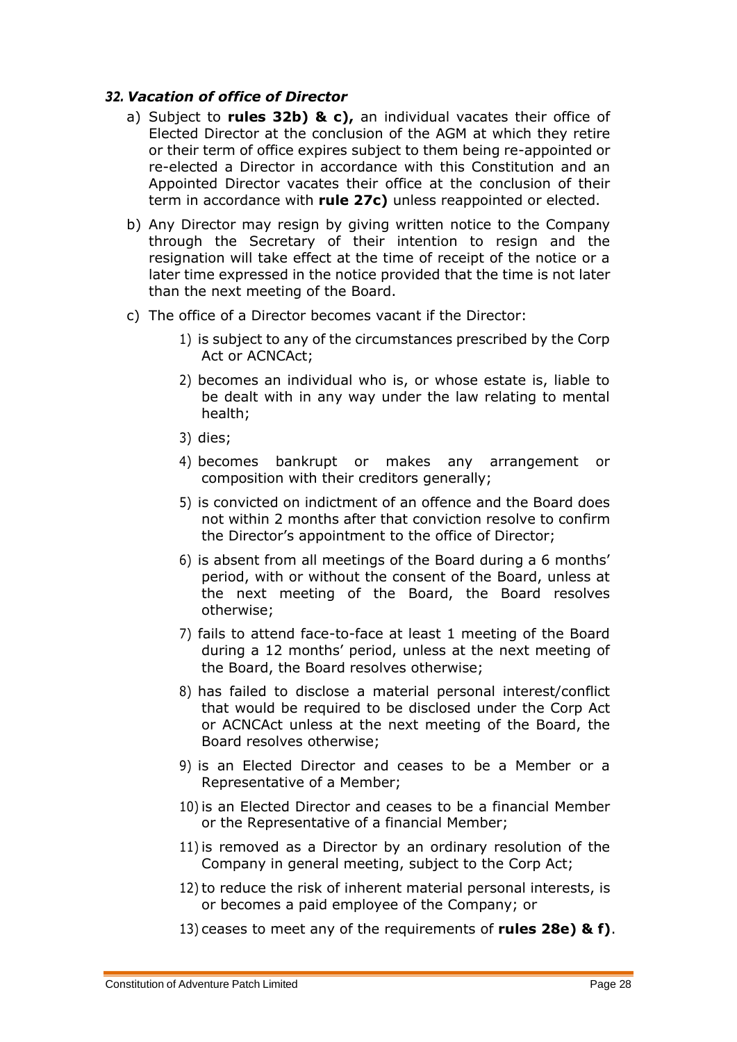### *32. Vacation of office of Director*

a) Subject to **rules 32b) & c),** an individual vacates their office of Elected Director at the conclusion of the AGM at which they retire or their term of office expires subject to them being re-appointed or re-elected a Director in accordance with this Constitution and an Appointed Director vacates their office at the conclusion of their term in accordance with **rule 27c)** unless reappointed or elected.

b) Any Director may resign by giving written notice to the Company through the Secretary of their intention to resign and the resignation will take effect at the time of receipt of the notice or a later time expressed in the notice provided that the time is not later than the next meeting of the Board.

c) The office of a Director becomes vacant if the Director:

1) is subject to any of the circumstances prescribed by the Corp Act or ACNCAct;
2) becomes an individual who is, or whose estate is, liable to be dealt with in any way under the law relating to mental health;
3) dies;
4) becomes bankrupt or makes any arrangement or composition with their creditors generally;
5) is convicted on indictment of an offence and the Board does not within 2 months after that conviction resolve to confirm the Director's appointment to the office of Director;
6) is absent from all meetings of the Board during a 6 months' period, with or without the consent of the Board, unless at the next meeting of the Board, the Board resolves otherwise;
7) fails to attend face-to-face at least 1 meeting of the Board during a 12 months' period, unless at the next meeting of the Board, the Board resolves otherwise;
8) has failed to disclose a material personal interest/conflict that would be required to be disclosed under the Corp Act or ACNCAct unless at the next meeting of the Board, the Board resolves otherwise;
9) is an Elected Director and ceases to be a Member or a Representative of a Member;
10) is an Elected Director and ceases to be a financial Member or the Representative of a financial Member;
11) is removed as a Director by an ordinary resolution of the Company in general meeting, subject to the Corp Act;
12) to reduce the risk of inherent material personal interests, is or becomes a paid employee of the Company; or
13) ceases to meet any of the requirements of **rules 28e) & f)**.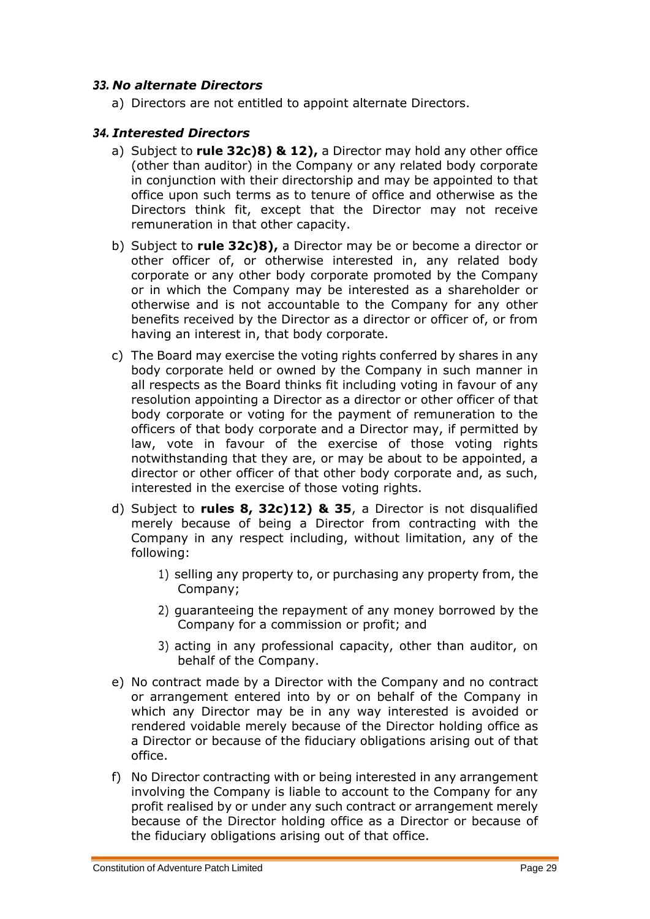### *33. No alternate Directors*

a) Directors are not entitled to appoint alternate Directors.

### *34. Interested Directors*

a) Subject to **rule 32c)8) & 12),** a Director may hold any other office (other than auditor) in the Company or any related body corporate in conjunction with their directorship and may be appointed to that office upon such terms as to tenure of office and otherwise as the Directors think fit, except that the Director may not receive remuneration in that other capacity.

b) Subject to **rule 32c)8),** a Director may be or become a director or other officer of, or otherwise interested in, any related body corporate or any other body corporate promoted by the Company or in which the Company may be interested as a shareholder or otherwise and is not accountable to the Company for any other benefits received by the Director as a director or officer of, or from having an interest in, that body corporate.

c) The Board may exercise the voting rights conferred by shares in any body corporate held or owned by the Company in such manner in all respects as the Board thinks fit including voting in favour of any resolution appointing a Director as a director or other officer of that body corporate or voting for the payment of remuneration to the officers of that body corporate and a Director may, if permitted by law, vote in favour of the exercise of those voting rights notwithstanding that they are, or may be about to be appointed, a director or other officer of that other body corporate and, as such, interested in the exercise of those voting rights.

d) Subject to **rules 8, 32c)12) & 35**, a Director is not disqualified merely because of being a Director from contracting with the Company in any respect including, without limitation, any of the following:

   1) selling any property to, or purchasing any property from, the Company;

   2) guaranteeing the repayment of any money borrowed by the Company for a commission or profit; and

   3) acting in any professional capacity, other than auditor, on behalf of the Company.

e) No contract made by a Director with the Company and no contract or arrangement entered into by or on behalf of the Company in which any Director may be in any way interested is avoided or rendered voidable merely because of the Director holding office as a Director or because of the fiduciary obligations arising out of that office.

f) No Director contracting with or being interested in any arrangement involving the Company is liable to account to the Company for any profit realised by or under any such contract or arrangement merely because of the Director holding office as a Director or because of the fiduciary obligations arising out of that office.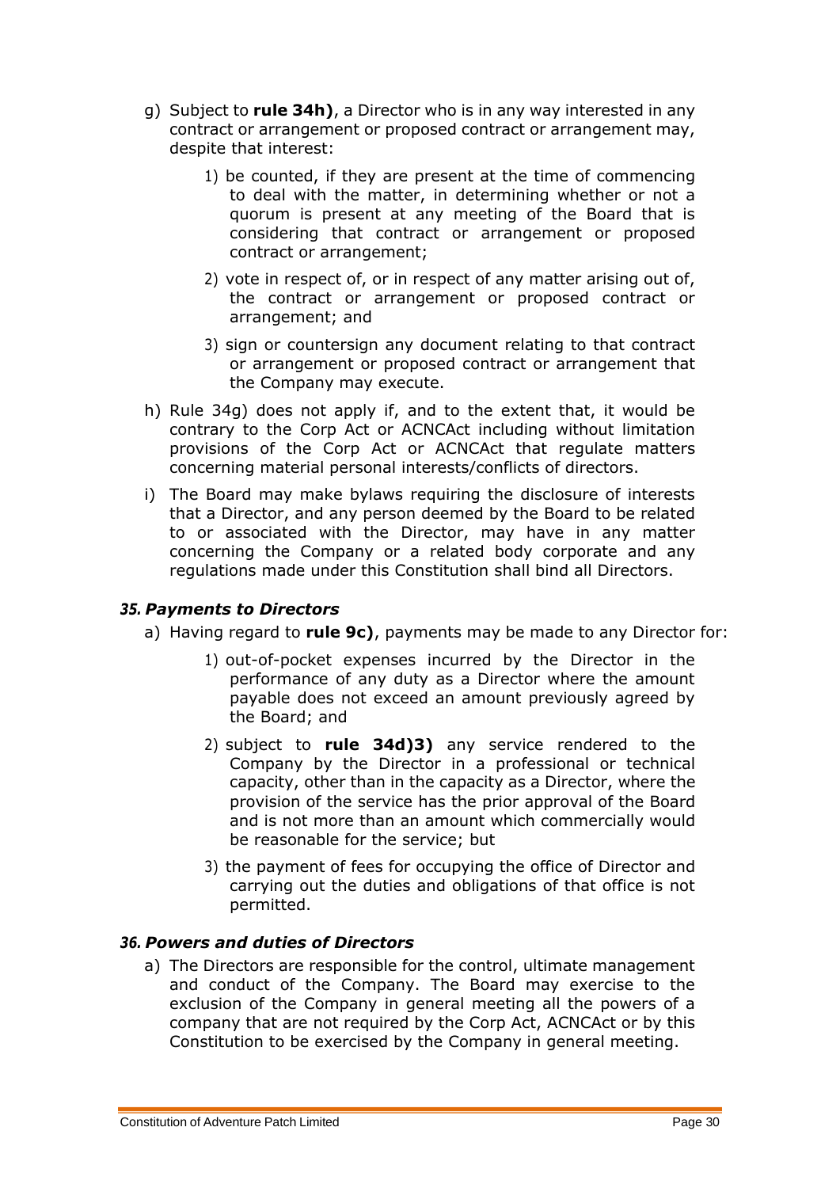g) Subject to **rule 34h)**, a Director who is in any way interested in any contract or arrangement or proposed contract or arrangement may, despite that interest:

   1) be counted, if they are present at the time of commencing to deal with the matter, in determining whether or not a quorum is present at any meeting of the Board that is considering that contract or arrangement or proposed contract or arrangement;

   2) vote in respect of, or in respect of any matter arising out of, the contract or arrangement or proposed contract or arrangement; and

   3) sign or countersign any document relating to that contract or arrangement or proposed contract or arrangement that the Company may execute.

h) Rule 34g) does not apply if, and to the extent that, it would be contrary to the Corp Act or ACNCAct including without limitation provisions of the Corp Act or ACNCAct that regulate matters concerning material personal interests/conflicts of directors.

i) The Board may make bylaws requiring the disclosure of interests that a Director, and any person deemed by the Board to be related to or associated with the Director, may have in any matter concerning the Company or a related body corporate and any regulations made under this Constitution shall bind all Directors.

### *35. Payments to Directors*

a) Having regard to **rule 9c)**, payments may be made to any Director for:

   1) out-of-pocket expenses incurred by the Director in the performance of any duty as a Director where the amount payable does not exceed an amount previously agreed by the Board; and

   2) subject to **rule 34d)3)** any service rendered to the Company by the Director in a professional or technical capacity, other than in the capacity as a Director, where the provision of the service has the prior approval of the Board and is not more than an amount which commercially would be reasonable for the service; but

   3) the payment of fees for occupying the office of Director and carrying out the duties and obligations of that office is not permitted.

### *36. Powers and duties of Directors*

a) The Directors are responsible for the control, ultimate management and conduct of the Company. The Board may exercise to the exclusion of the Company in general meeting all the powers of a company that are not required by the Corp Act, ACNCAct or by this Constitution to be exercised by the Company in general meeting.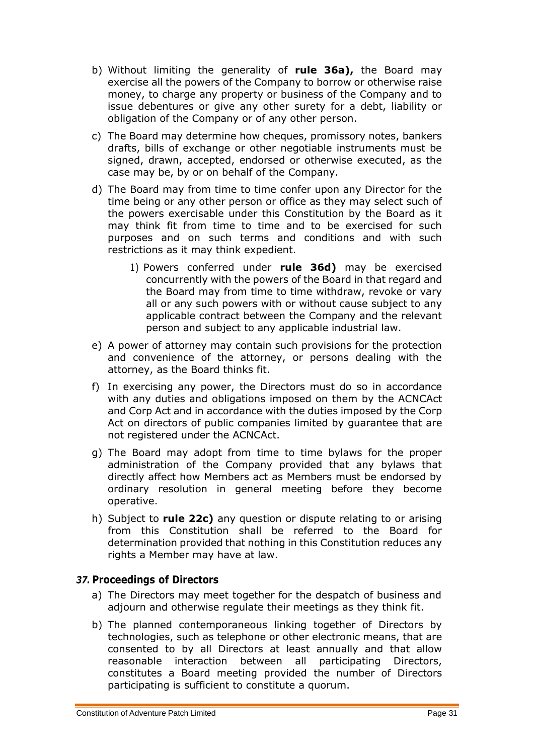b) Without limiting the generality of **rule 36a),** the Board may exercise all the powers of the Company to borrow or otherwise raise money, to charge any property or business of the Company and to issue debentures or give any other surety for a debt, liability or obligation of the Company or of any other person.

c) The Board may determine how cheques, promissory notes, bankers drafts, bills of exchange or other negotiable instruments must be signed, drawn, accepted, endorsed or otherwise executed, as the case may be, by or on behalf of the Company.

d) The Board may from time to time confer upon any Director for the time being or any other person or office as they may select such of the powers exercisable under this Constitution by the Board as it may think fit from time to time and to be exercised for such purposes and on such terms and conditions and with such restrictions as it may think expedient.

    1) Powers conferred under **rule 36d)** may be exercised concurrently with the powers of the Board in that regard and the Board may from time to time withdraw, revoke or vary all or any such powers with or without cause subject to any applicable contract between the Company and the relevant person and subject to any applicable industrial law.

e) A power of attorney may contain such provisions for the protection and convenience of the attorney, or persons dealing with the attorney, as the Board thinks fit.

f) In exercising any power, the Directors must do so in accordance with any duties and obligations imposed on them by the ACNCAct and Corp Act and in accordance with the duties imposed by the Corp Act on directors of public companies limited by guarantee that are not registered under the ACNCAct.

g) The Board may adopt from time to time bylaws for the proper administration of the Company provided that any bylaws that directly affect how Members act as Members must be endorsed by ordinary resolution in general meeting before they become operative.

h) Subject to **rule 22c)** any question or dispute relating to or arising from this Constitution shall be referred to the Board for determination provided that nothing in this Constitution reduces any rights a Member may have at law.

## *37.* Proceedings of Directors

a) The Directors may meet together for the despatch of business and adjourn and otherwise regulate their meetings as they think fit.

b) The planned contemporaneous linking together of Directors by technologies, such as telephone or other electronic means, that are consented to by all Directors at least annually and that allow reasonable interaction between all participating Directors, constitutes a Board meeting provided the number of Directors participating is sufficient to constitute a quorum.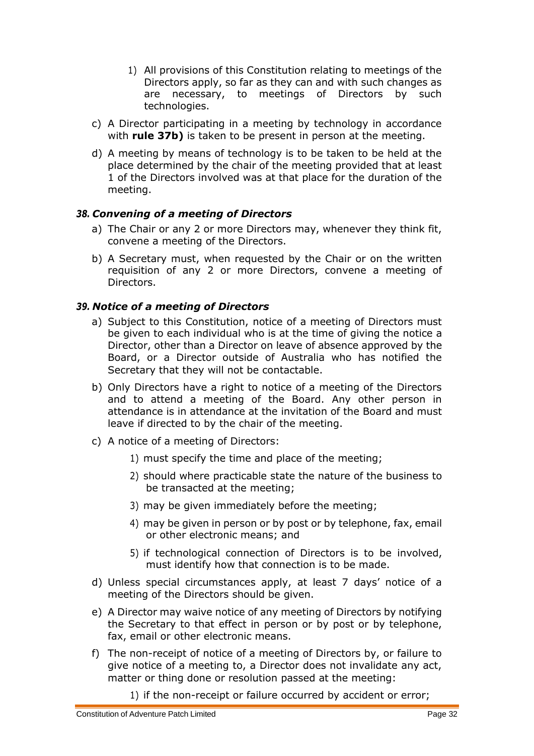1) All provisions of this Constitution relating to meetings of the Directors apply, so far as they can and with such changes as are necessary, to meetings of Directors by such technologies.

c) A Director participating in a meeting by technology in accordance with **rule 37b)** is taken to be present in person at the meeting.

d) A meeting by means of technology is to be taken to be held at the place determined by the chair of the meeting provided that at least 1 of the Directors involved was at that place for the duration of the meeting.

### *38. Convening of a meeting of Directors*

a) The Chair or any 2 or more Directors may, whenever they think fit, convene a meeting of the Directors.

b) A Secretary must, when requested by the Chair or on the written requisition of any 2 or more Directors, convene a meeting of Directors.

### *39. Notice of a meeting of Directors*

a) Subject to this Constitution, notice of a meeting of Directors must be given to each individual who is at the time of giving the notice a Director, other than a Director on leave of absence approved by the Board, or a Director outside of Australia who has notified the Secretary that they will not be contactable.

b) Only Directors have a right to notice of a meeting of the Directors and to attend a meeting of the Board. Any other person in attendance is in attendance at the invitation of the Board and must leave if directed to by the chair of the meeting.

c) A notice of a meeting of Directors:

   1) must specify the time and place of the meeting;

   2) should where practicable state the nature of the business to be transacted at the meeting;

   3) may be given immediately before the meeting;

   4) may be given in person or by post or by telephone, fax, email or other electronic means; and

   5) if technological connection of Directors is to be involved, must identify how that connection is to be made.

d) Unless special circumstances apply, at least 7 days' notice of a meeting of the Directors should be given.

e) A Director may waive notice of any meeting of Directors by notifying the Secretary to that effect in person or by post or by telephone, fax, email or other electronic means.

f) The non-receipt of notice of a meeting of Directors by, or failure to give notice of a meeting to, a Director does not invalidate any act, matter or thing done or resolution passed at the meeting:

   1) if the non-receipt or failure occurred by accident or error;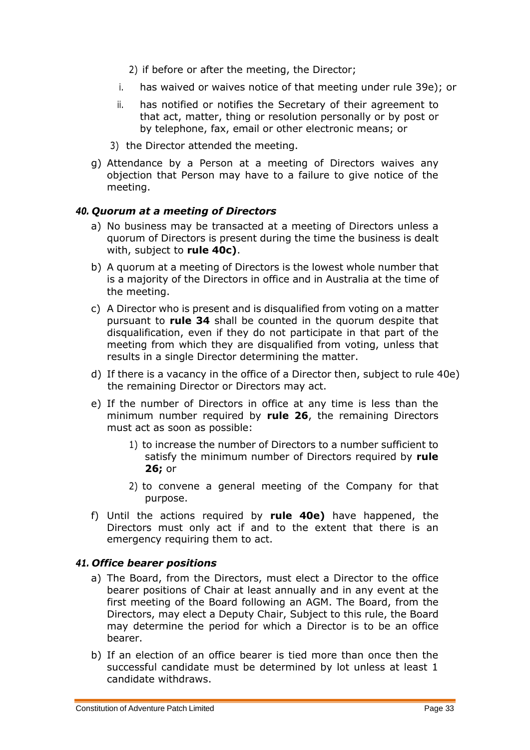2) if before or after the meeting, the Director;

i. has waived or waives notice of that meeting under rule 39e); or

ii. has notified or notifies the Secretary of their agreement to that act, matter, thing or resolution personally or by post or by telephone, fax, email or other electronic means; or

3) the Director attended the meeting.

g) Attendance by a Person at a meeting of Directors waives any objection that Person may have to a failure to give notice of the meeting.

### *40. Quorum at a meeting of Directors*

a) No business may be transacted at a meeting of Directors unless a quorum of Directors is present during the time the business is dealt with, subject to **rule 40c)**.

b) A quorum at a meeting of Directors is the lowest whole number that is a majority of the Directors in office and in Australia at the time of the meeting.

c) A Director who is present and is disqualified from voting on a matter pursuant to **rule 34** shall be counted in the quorum despite that disqualification, even if they do not participate in that part of the meeting from which they are disqualified from voting, unless that results in a single Director determining the matter.

d) If there is a vacancy in the office of a Director then, subject to rule 40e) the remaining Director or Directors may act.

e) If the number of Directors in office at any time is less than the minimum number required by **rule 26**, the remaining Directors must act as soon as possible:

1) to increase the number of Directors to a number sufficient to satisfy the minimum number of Directors required by **rule 26;** or

2) to convene a general meeting of the Company for that purpose.

f) Until the actions required by **rule 40e)** have happened, the Directors must only act if and to the extent that there is an emergency requiring them to act.

### *41. Office bearer positions*

a) The Board, from the Directors, must elect a Director to the office bearer positions of Chair at least annually and in any event at the first meeting of the Board following an AGM. The Board, from the Directors, may elect a Deputy Chair, Subject to this rule, the Board may determine the period for which a Director is to be an office bearer.

b) If an election of an office bearer is tied more than once then the successful candidate must be determined by lot unless at least 1 candidate withdraws.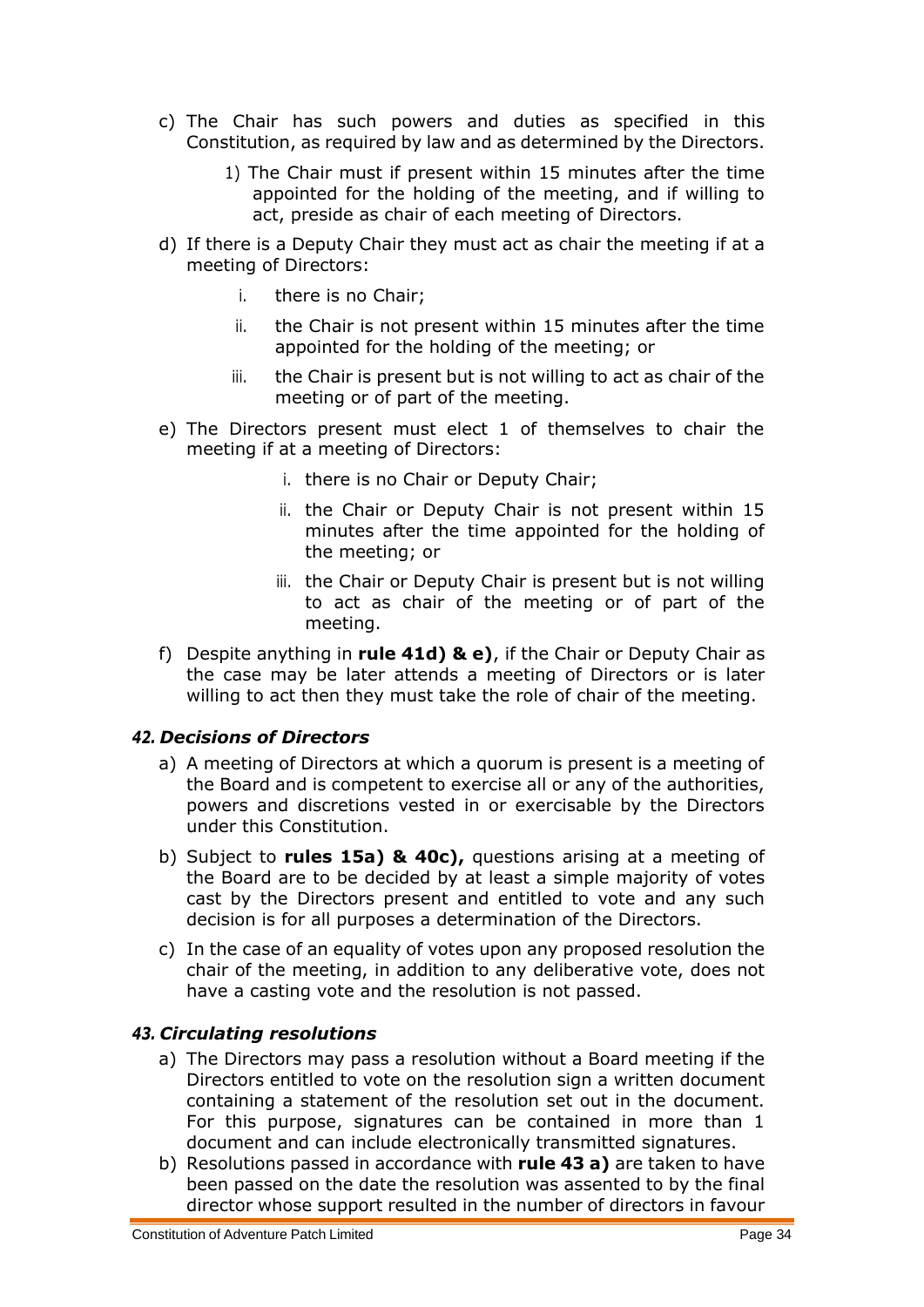c) The Chair has such powers and duties as specified in this Constitution, as required by law and as determined by the Directors.

    1) The Chair must if present within 15 minutes after the time appointed for the holding of the meeting, and if willing to act, preside as chair of each meeting of Directors.

d) If there is a Deputy Chair they must act as chair the meeting if at a meeting of Directors:

    i. there is no Chair;
    ii. the Chair is not present within 15 minutes after the time appointed for the holding of the meeting; or
    iii. the Chair is present but is not willing to act as chair of the meeting or of part of the meeting.

e) The Directors present must elect 1 of themselves to chair the meeting if at a meeting of Directors:

    i. there is no Chair or Deputy Chair;
    ii. the Chair or Deputy Chair is not present within 15 minutes after the time appointed for the holding of the meeting; or
    iii. the Chair or Deputy Chair is present but is not willing to act as chair of the meeting or of part of the meeting.

f) Despite anything in **rule 41d) & e)**, if the Chair or Deputy Chair as the case may be later attends a meeting of Directors or is later willing to act then they must take the role of chair of the meeting.

### *42. Decisions of Directors*

a) A meeting of Directors at which a quorum is present is a meeting of the Board and is competent to exercise all or any of the authorities, powers and discretions vested in or exercisable by the Directors under this Constitution.

b) Subject to **rules 15a) & 40c),** questions arising at a meeting of the Board are to be decided by at least a simple majority of votes cast by the Directors present and entitled to vote and any such decision is for all purposes a determination of the Directors.

c) In the case of an equality of votes upon any proposed resolution the chair of the meeting, in addition to any deliberative vote, does not have a casting vote and the resolution is not passed.

### *43. Circulating resolutions*

a) The Directors may pass a resolution without a Board meeting if the Directors entitled to vote on the resolution sign a written document containing a statement of the resolution set out in the document. For this purpose, signatures can be contained in more than 1 document and can include electronically transmitted signatures.

b) Resolutions passed in accordance with **rule 43 a)** are taken to have been passed on the date the resolution was assented to by the final director whose support resulted in the number of directors in favour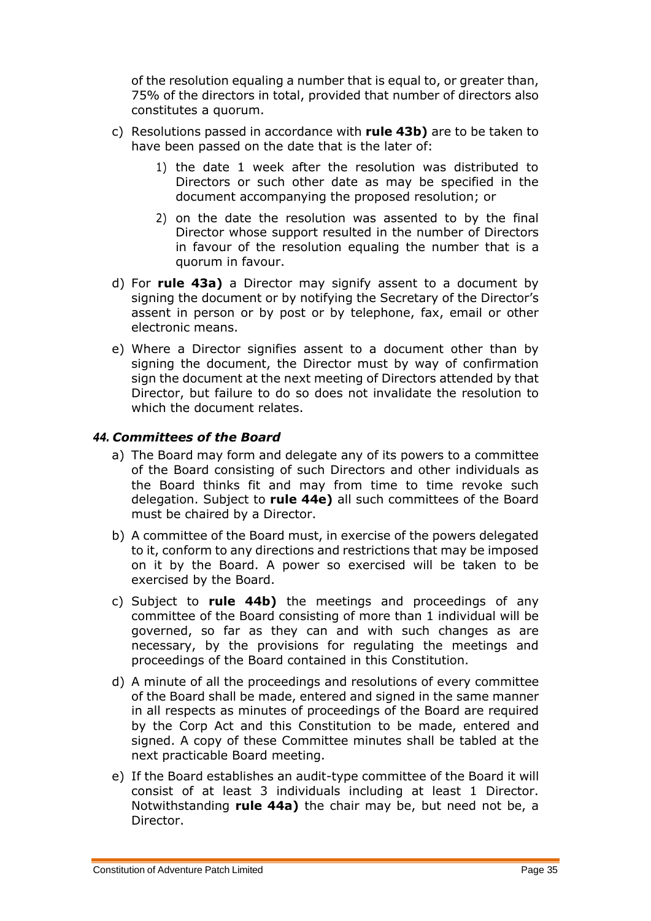of the resolution equaling a number that is equal to, or greater than, 75% of the directors in total, provided that number of directors also constitutes a quorum.

c) Resolutions passed in accordance with **rule 43b)** are to be taken to have been passed on the date that is the later of:

   1) the date 1 week after the resolution was distributed to Directors or such other date as may be specified in the document accompanying the proposed resolution; or

   2) on the date the resolution was assented to by the final Director whose support resulted in the number of Directors in favour of the resolution equaling the number that is a quorum in favour.

d) For **rule 43a)** a Director may signify assent to a document by signing the document or by notifying the Secretary of the Director's assent in person or by post or by telephone, fax, email or other electronic means.

e) Where a Director signifies assent to a document other than by signing the document, the Director must by way of confirmation sign the document at the next meeting of Directors attended by that Director, but failure to do so does not invalidate the resolution to which the document relates.

### *44. Committees of the Board*

a) The Board may form and delegate any of its powers to a committee of the Board consisting of such Directors and other individuals as the Board thinks fit and may from time to time revoke such delegation. Subject to **rule 44e)** all such committees of the Board must be chaired by a Director.

b) A committee of the Board must, in exercise of the powers delegated to it, conform to any directions and restrictions that may be imposed on it by the Board. A power so exercised will be taken to be exercised by the Board.

c) Subject to **rule 44b)** the meetings and proceedings of any committee of the Board consisting of more than 1 individual will be governed, so far as they can and with such changes as are necessary, by the provisions for regulating the meetings and proceedings of the Board contained in this Constitution.

d) A minute of all the proceedings and resolutions of every committee of the Board shall be made, entered and signed in the same manner in all respects as minutes of proceedings of the Board are required by the Corp Act and this Constitution to be made, entered and signed. A copy of these Committee minutes shall be tabled at the next practicable Board meeting.

e) If the Board establishes an audit-type committee of the Board it will consist of at least 3 individuals including at least 1 Director. Notwithstanding **rule 44a)** the chair may be, but need not be, a Director.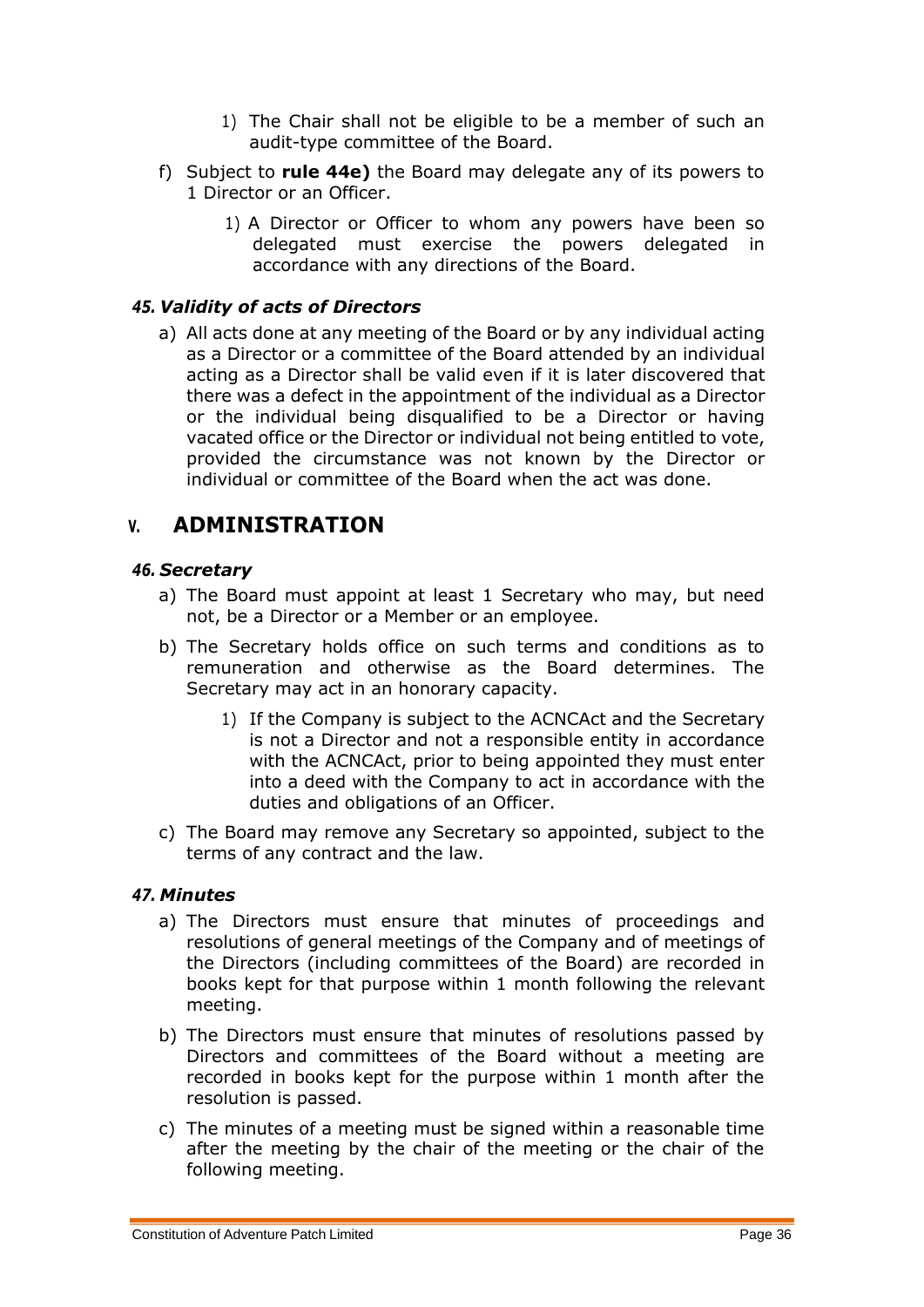1) The Chair shall not be eligible to be a member of such an audit-type committee of the Board.

f) Subject to **rule 44e)** the Board may delegate any of its powers to 1 Director or an Officer.

   1) A Director or Officer to whom any powers have been so delegated must exercise the powers delegated in accordance with any directions of the Board.

### *45. Validity of acts of Directors*

a) All acts done at any meeting of the Board or by any individual acting as a Director or a committee of the Board attended by an individual acting as a Director shall be valid even if it is later discovered that there was a defect in the appointment of the individual as a Director or the individual being disqualified to be a Director or having vacated office or the Director or individual not being entitled to vote, provided the circumstance was not known by the Director or individual or committee of the Board when the act was done.

## V. ADMINISTRATION

### *46. Secretary*

a) The Board must appoint at least 1 Secretary who may, but need not, be a Director or a Member or an employee.

b) The Secretary holds office on such terms and conditions as to remuneration and otherwise as the Board determines. The Secretary may act in an honorary capacity.

   1) If the Company is subject to the ACNCAct and the Secretary is not a Director and not a responsible entity in accordance with the ACNCAct, prior to being appointed they must enter into a deed with the Company to act in accordance with the duties and obligations of an Officer.

c) The Board may remove any Secretary so appointed, subject to the terms of any contract and the law.

### *47. Minutes*

a) The Directors must ensure that minutes of proceedings and resolutions of general meetings of the Company and of meetings of the Directors (including committees of the Board) are recorded in books kept for that purpose within 1 month following the relevant meeting.

b) The Directors must ensure that minutes of resolutions passed by Directors and committees of the Board without a meeting are recorded in books kept for the purpose within 1 month after the resolution is passed.

c) The minutes of a meeting must be signed within a reasonable time after the meeting by the chair of the meeting or the chair of the following meeting.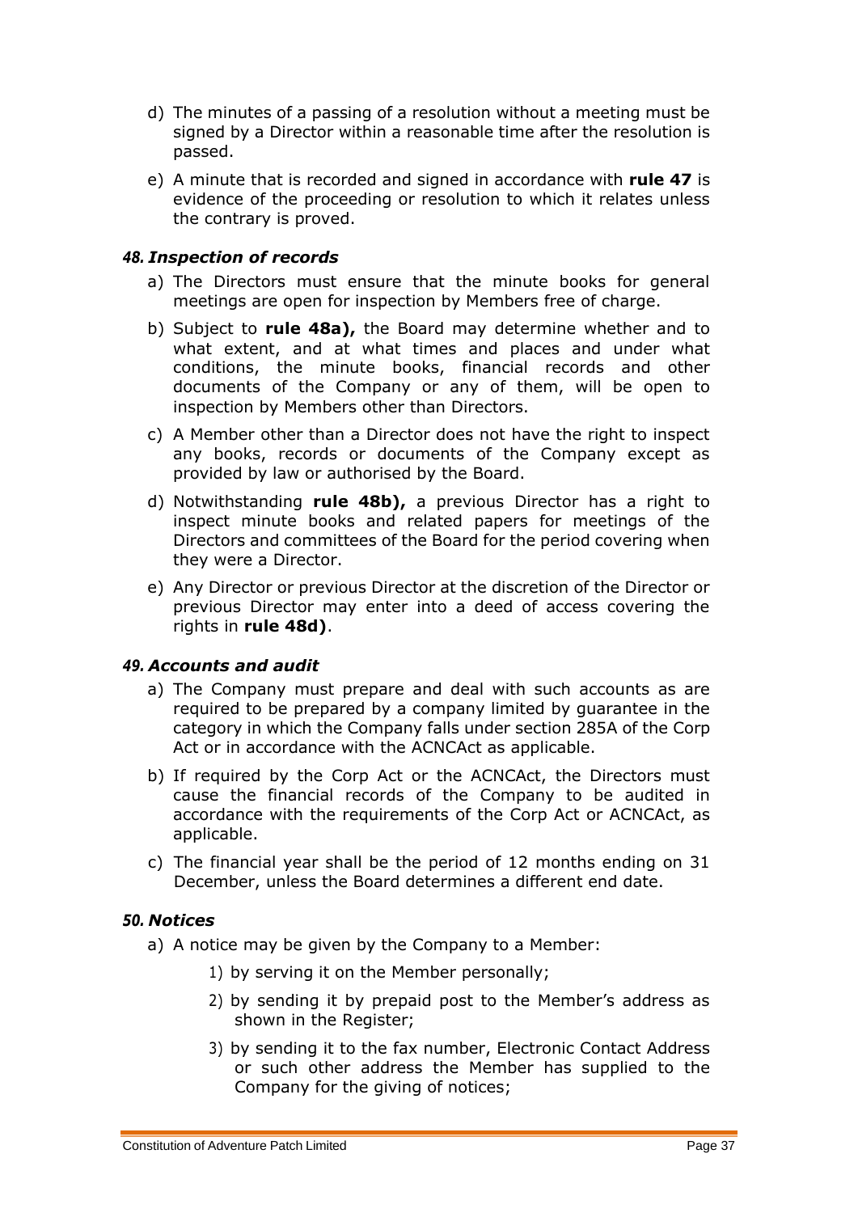d) The minutes of a passing of a resolution without a meeting must be signed by a Director within a reasonable time after the resolution is passed.

e) A minute that is recorded and signed in accordance with **rule 47** is evidence of the proceeding or resolution to which it relates unless the contrary is proved.

### *48. Inspection of records*

a) The Directors must ensure that the minute books for general meetings are open for inspection by Members free of charge.

b) Subject to **rule 48a),** the Board may determine whether and to what extent, and at what times and places and under what conditions, the minute books, financial records and other documents of the Company or any of them, will be open to inspection by Members other than Directors.

c) A Member other than a Director does not have the right to inspect any books, records or documents of the Company except as provided by law or authorised by the Board.

d) Notwithstanding **rule 48b),** a previous Director has a right to inspect minute books and related papers for meetings of the Directors and committees of the Board for the period covering when they were a Director.

e) Any Director or previous Director at the discretion of the Director or previous Director may enter into a deed of access covering the rights in **rule 48d)**.

### *49. Accounts and audit*

a) The Company must prepare and deal with such accounts as are required to be prepared by a company limited by guarantee in the category in which the Company falls under section 285A of the Corp Act or in accordance with the ACNCAct as applicable.

b) If required by the Corp Act or the ACNCAct, the Directors must cause the financial records of the Company to be audited in accordance with the requirements of the Corp Act or ACNCAct, as applicable.

c) The financial year shall be the period of 12 months ending on 31 December, unless the Board determines a different end date.

### *50. Notices*

a) A notice may be given by the Company to a Member:

1) by serving it on the Member personally;

2) by sending it by prepaid post to the Member's address as shown in the Register;

3) by sending it to the fax number, Electronic Contact Address or such other address the Member has supplied to the Company for the giving of notices;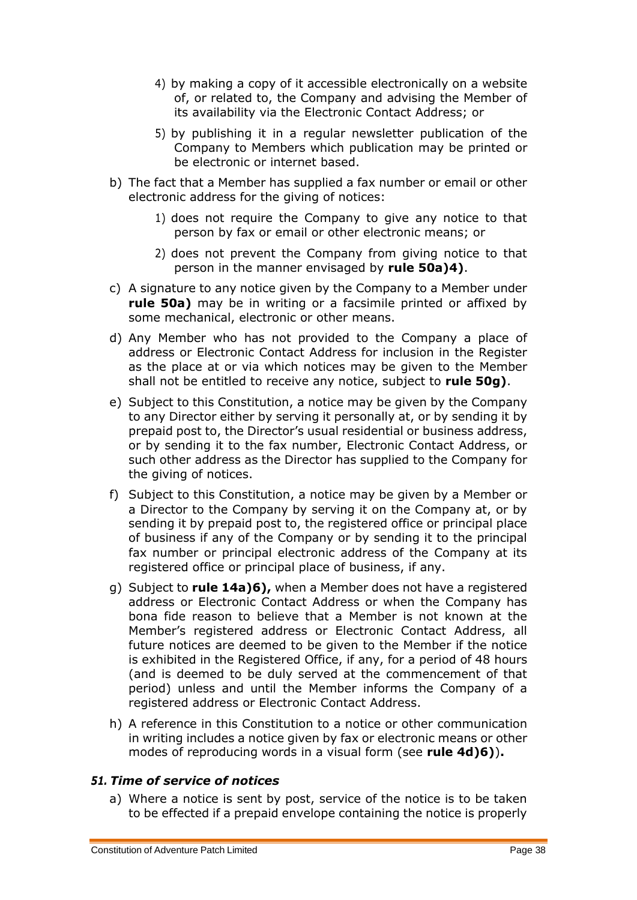4) by making a copy of it accessible electronically on a website of, or related to, the Company and advising the Member of its availability via the Electronic Contact Address; or

5) by publishing it in a regular newsletter publication of the Company to Members which publication may be printed or be electronic or internet based.

b) The fact that a Member has supplied a fax number or email or other electronic address for the giving of notices:

   1) does not require the Company to give any notice to that person by fax or email or other electronic means; or

   2) does not prevent the Company from giving notice to that person in the manner envisaged by **rule 50a)4)**.

c) A signature to any notice given by the Company to a Member under **rule 50a)** may be in writing or a facsimile printed or affixed by some mechanical, electronic or other means.

d) Any Member who has not provided to the Company a place of address or Electronic Contact Address for inclusion in the Register as the place at or via which notices may be given to the Member shall not be entitled to receive any notice, subject to **rule 50g)**.

e) Subject to this Constitution, a notice may be given by the Company to any Director either by serving it personally at, or by sending it by prepaid post to, the Director's usual residential or business address, or by sending it to the fax number, Electronic Contact Address, or such other address as the Director has supplied to the Company for the giving of notices.

f) Subject to this Constitution, a notice may be given by a Member or a Director to the Company by serving it on the Company at, or by sending it by prepaid post to, the registered office or principal place of business if any of the Company or by sending it to the principal fax number or principal electronic address of the Company at its registered office or principal place of business, if any.

g) Subject to **rule 14a)6),** when a Member does not have a registered address or Electronic Contact Address or when the Company has bona fide reason to believe that a Member is not known at the Member's registered address or Electronic Contact Address, all future notices are deemed to be given to the Member if the notice is exhibited in the Registered Office, if any, for a period of 48 hours (and is deemed to be duly served at the commencement of that period) unless and until the Member informs the Company of a registered address or Electronic Contact Address.

h) A reference in this Constitution to a notice or other communication in writing includes a notice given by fax or electronic means or other modes of reproducing words in a visual form (see **rule 4d)6)**)**.**

### *51. Time of service of notices*

a) Where a notice is sent by post, service of the notice is to be taken to be effected if a prepaid envelope containing the notice is properly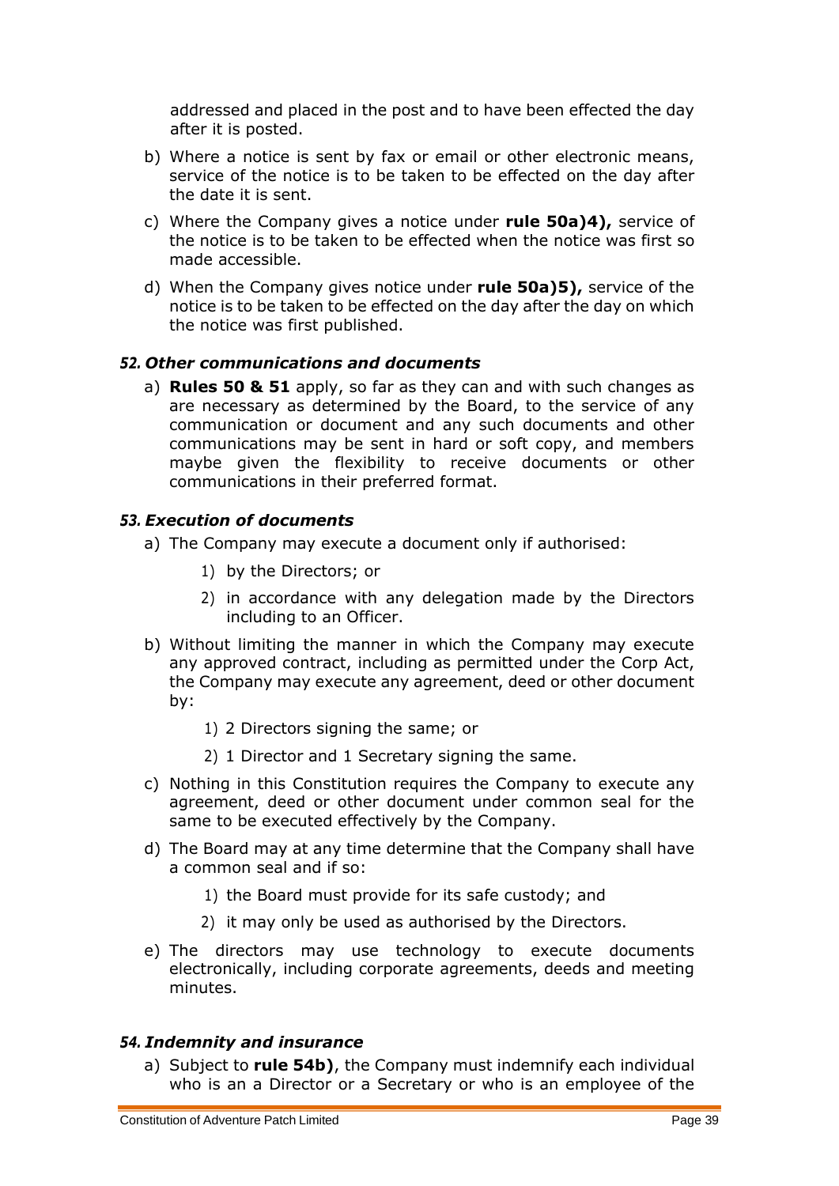addressed and placed in the post and to have been effected the day after it is posted.

b) Where a notice is sent by fax or email or other electronic means, service of the notice is to be taken to be effected on the day after the date it is sent.

c) Where the Company gives a notice under **rule 50a)4),** service of the notice is to be taken to be effected when the notice was first so made accessible.

d) When the Company gives notice under **rule 50a)5),** service of the notice is to be taken to be effected on the day after the day on which the notice was first published.

### *52. Other communications and documents*

a) **Rules 50 & 51** apply, so far as they can and with such changes as are necessary as determined by the Board, to the service of any communication or document and any such documents and other communications may be sent in hard or soft copy, and members maybe given the flexibility to receive documents or other communications in their preferred format.

### *53. Execution of documents*

a) The Company may execute a document only if authorised:

   1) by the Directors; or

   2) in accordance with any delegation made by the Directors including to an Officer.

b) Without limiting the manner in which the Company may execute any approved contract, including as permitted under the Corp Act, the Company may execute any agreement, deed or other document by:

   1) 2 Directors signing the same; or

   2) 1 Director and 1 Secretary signing the same.

c) Nothing in this Constitution requires the Company to execute any agreement, deed or other document under common seal for the same to be executed effectively by the Company.

d) The Board may at any time determine that the Company shall have a common seal and if so:

   1) the Board must provide for its safe custody; and

   2) it may only be used as authorised by the Directors.

e) The directors may use technology to execute documents electronically, including corporate agreements, deeds and meeting minutes.

### *54. Indemnity and insurance*

a) Subject to **rule 54b)**, the Company must indemnify each individual who is an a Director or a Secretary or who is an employee of the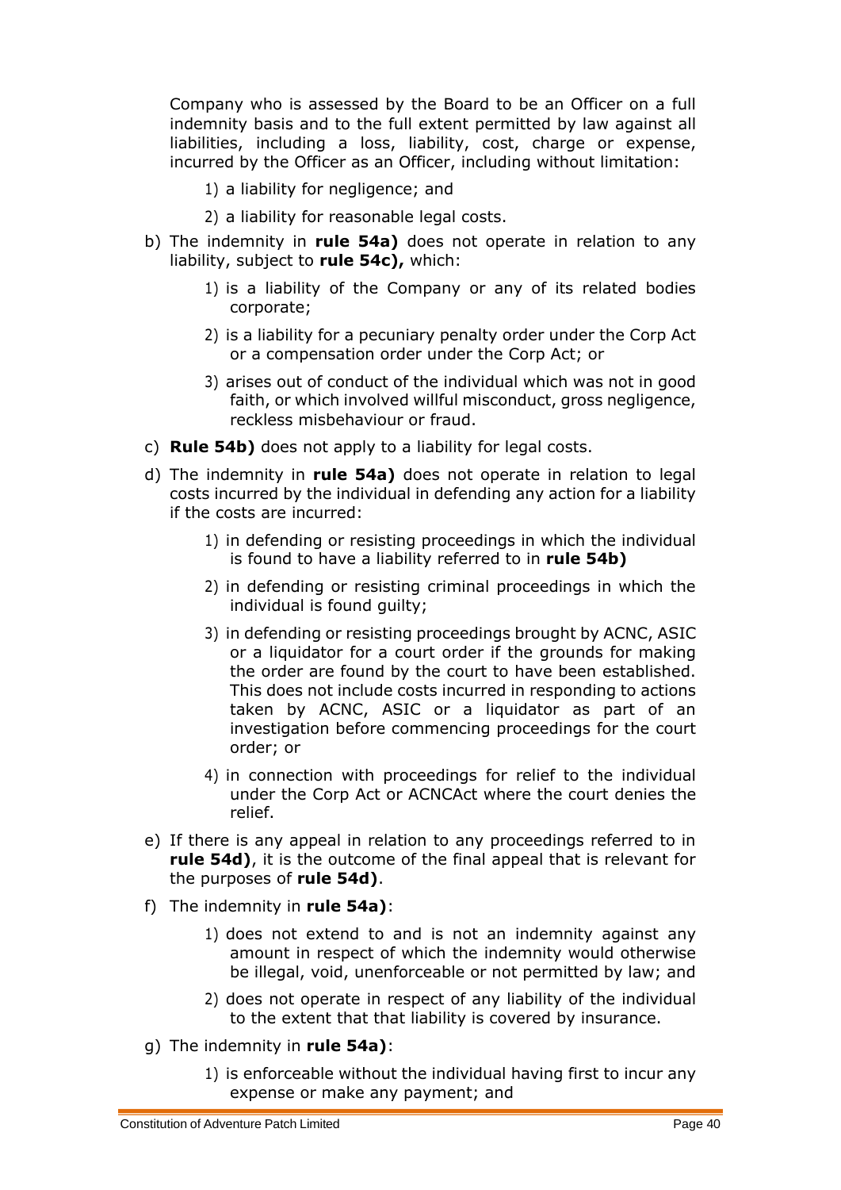Company who is assessed by the Board to be an Officer on a full indemnity basis and to the full extent permitted by law against all liabilities, including a loss, liability, cost, charge or expense, incurred by the Officer as an Officer, including without limitation:

1) a liability for negligence; and

2) a liability for reasonable legal costs.

b) The indemnity in **rule 54a)** does not operate in relation to any liability, subject to **rule 54c),** which:

1) is a liability of the Company or any of its related bodies corporate;

2) is a liability for a pecuniary penalty order under the Corp Act or a compensation order under the Corp Act; or

3) arises out of conduct of the individual which was not in good faith, or which involved willful misconduct, gross negligence, reckless misbehaviour or fraud.

c) **Rule 54b)** does not apply to a liability for legal costs.

d) The indemnity in **rule 54a)** does not operate in relation to legal costs incurred by the individual in defending any action for a liability if the costs are incurred:

1) in defending or resisting proceedings in which the individual is found to have a liability referred to in **rule 54b)**

2) in defending or resisting criminal proceedings in which the individual is found guilty;

3) in defending or resisting proceedings brought by ACNC, ASIC or a liquidator for a court order if the grounds for making the order are found by the court to have been established. This does not include costs incurred in responding to actions taken by ACNC, ASIC or a liquidator as part of an investigation before commencing proceedings for the court order; or

4) in connection with proceedings for relief to the individual under the Corp Act or ACNCAct where the court denies the relief.

e) If there is any appeal in relation to any proceedings referred to in **rule 54d)**, it is the outcome of the final appeal that is relevant for the purposes of **rule 54d)**.

f) The indemnity in **rule 54a)**:

1) does not extend to and is not an indemnity against any amount in respect of which the indemnity would otherwise be illegal, void, unenforceable or not permitted by law; and

2) does not operate in respect of any liability of the individual to the extent that that liability is covered by insurance.

g) The indemnity in **rule 54a)**:

1) is enforceable without the individual having first to incur any expense or make any payment; and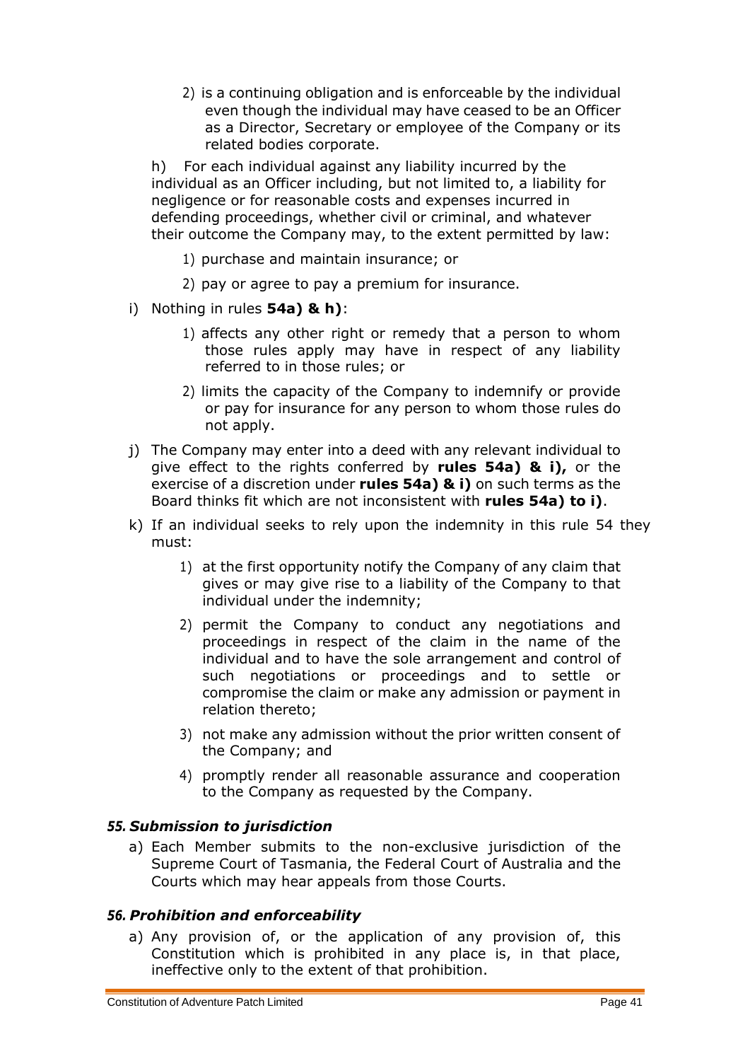2) is a continuing obligation and is enforceable by the individual even though the individual may have ceased to be an Officer as a Director, Secretary or employee of the Company or its related bodies corporate.

h) For each individual against any liability incurred by the individual as an Officer including, but not limited to, a liability for negligence or for reasonable costs and expenses incurred in defending proceedings, whether civil or criminal, and whatever their outcome the Company may, to the extent permitted by law:

1) purchase and maintain insurance; or

2) pay or agree to pay a premium for insurance.

i) Nothing in rules **54a) & h)**:

1) affects any other right or remedy that a person to whom those rules apply may have in respect of any liability referred to in those rules; or

2) limits the capacity of the Company to indemnify or provide or pay for insurance for any person to whom those rules do not apply.

j) The Company may enter into a deed with any relevant individual to give effect to the rights conferred by **rules 54a) & i),** or the exercise of a discretion under **rules 54a) & i)** on such terms as the Board thinks fit which are not inconsistent with **rules 54a) to i)**.

k) If an individual seeks to rely upon the indemnity in this rule 54 they must:

1) at the first opportunity notify the Company of any claim that gives or may give rise to a liability of the Company to that individual under the indemnity;

2) permit the Company to conduct any negotiations and proceedings in respect of the claim in the name of the individual and to have the sole arrangement and control of such negotiations or proceedings and to settle or compromise the claim or make any admission or payment in relation thereto;

3) not make any admission without the prior written consent of the Company; and

4) promptly render all reasonable assurance and cooperation to the Company as requested by the Company.

### *55. Submission to jurisdiction*

a) Each Member submits to the non-exclusive jurisdiction of the Supreme Court of Tasmania, the Federal Court of Australia and the Courts which may hear appeals from those Courts.

### *56. Prohibition and enforceability*

a) Any provision of, or the application of any provision of, this Constitution which is prohibited in any place is, in that place, ineffective only to the extent of that prohibition.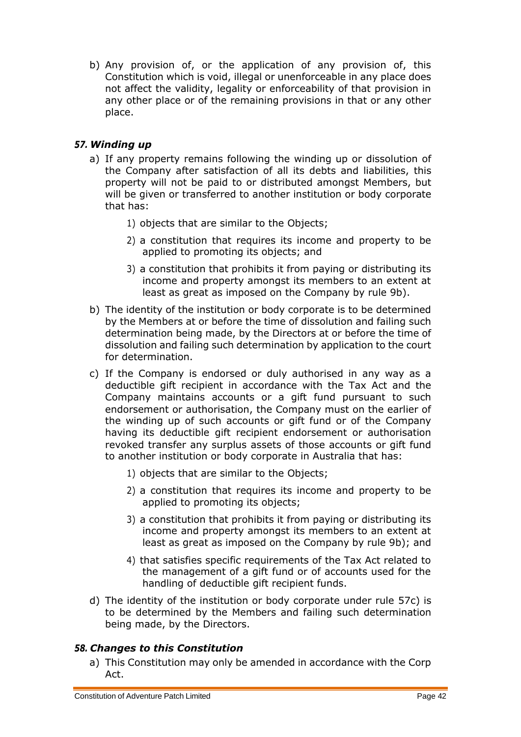b) Any provision of, or the application of any provision of, this Constitution which is void, illegal or unenforceable in any place does not affect the validity, legality or enforceability of that provision in any other place or of the remaining provisions in that or any other place.

### *57. Winding up*

a) If any property remains following the winding up or dissolution of the Company after satisfaction of all its debts and liabilities, this property will not be paid to or distributed amongst Members, but will be given or transferred to another institution or body corporate that has:

   1) objects that are similar to the Objects;

   2) a constitution that requires its income and property to be applied to promoting its objects; and

   3) a constitution that prohibits it from paying or distributing its income and property amongst its members to an extent at least as great as imposed on the Company by rule 9b).

b) The identity of the institution or body corporate is to be determined by the Members at or before the time of dissolution and failing such determination being made, by the Directors at or before the time of dissolution and failing such determination by application to the court for determination.

c) If the Company is endorsed or duly authorised in any way as a deductible gift recipient in accordance with the Tax Act and the Company maintains accounts or a gift fund pursuant to such endorsement or authorisation, the Company must on the earlier of the winding up of such accounts or gift fund or of the Company having its deductible gift recipient endorsement or authorisation revoked transfer any surplus assets of those accounts or gift fund to another institution or body corporate in Australia that has:

   1) objects that are similar to the Objects;

   2) a constitution that requires its income and property to be applied to promoting its objects;

   3) a constitution that prohibits it from paying or distributing its income and property amongst its members to an extent at least as great as imposed on the Company by rule 9b); and

   4) that satisfies specific requirements of the Tax Act related to the management of a gift fund or of accounts used for the handling of deductible gift recipient funds.

d) The identity of the institution or body corporate under rule 57c) is to be determined by the Members and failing such determination being made, by the Directors.

### *58. Changes to this Constitution*

a) This Constitution may only be amended in accordance with the Corp Act.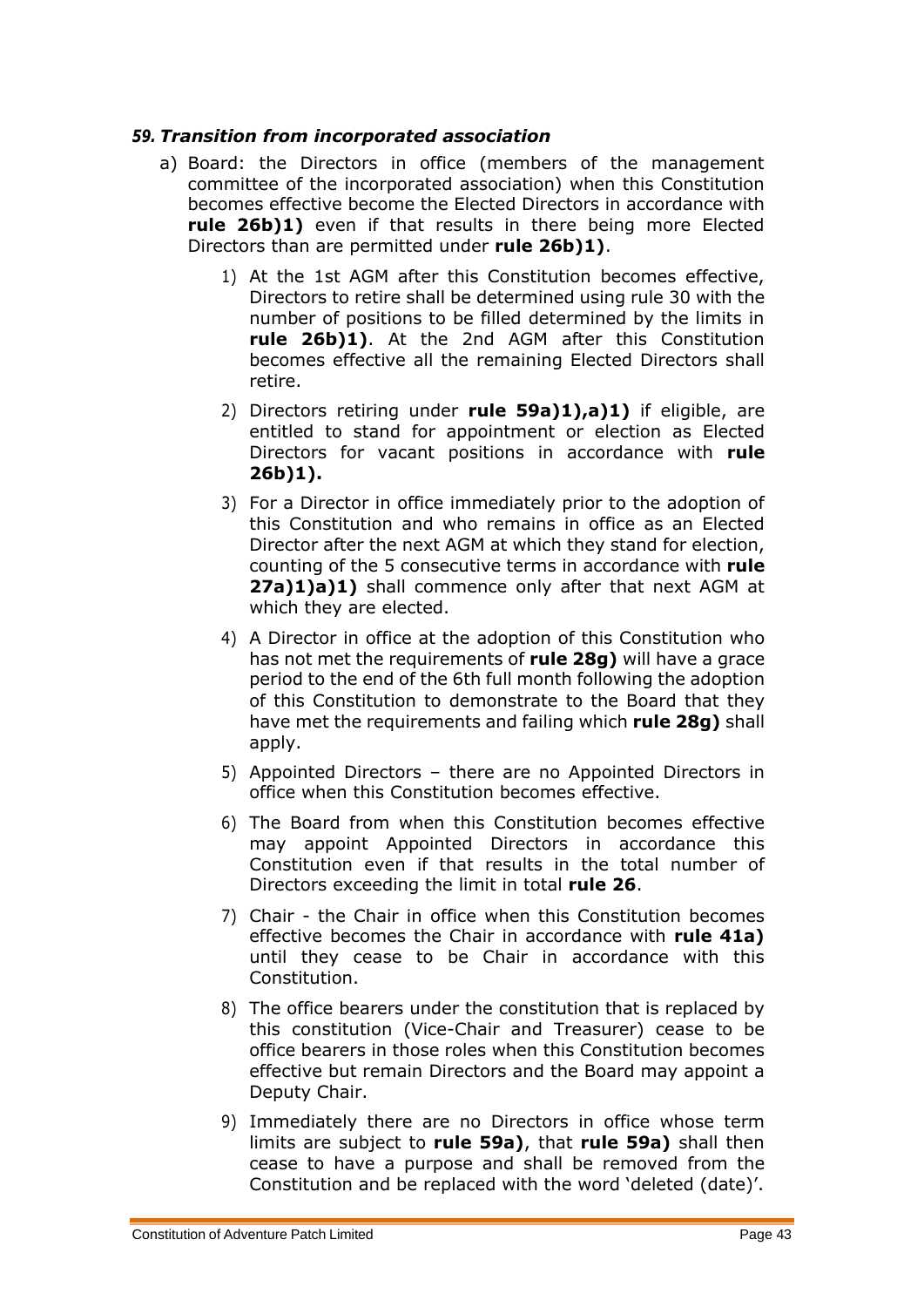### *59. Transition from incorporated association*

a) Board: the Directors in office (members of the management committee of the incorporated association) when this Constitution becomes effective become the Elected Directors in accordance with **rule 26b)1)** even if that results in there being more Elected Directors than are permitted under **rule 26b)1)**.

1) At the 1st AGM after this Constitution becomes effective, Directors to retire shall be determined using rule 30 with the number of positions to be filled determined by the limits in **rule 26b)1)**. At the 2nd AGM after this Constitution becomes effective all the remaining Elected Directors shall retire.

2) Directors retiring under **rule 59a)1),a)1)** if eligible, are entitled to stand for appointment or election as Elected Directors for vacant positions in accordance with **rule 26b)1).**

3) For a Director in office immediately prior to the adoption of this Constitution and who remains in office as an Elected Director after the next AGM at which they stand for election, counting of the 5 consecutive terms in accordance with **rule 27a)1)a)1)** shall commence only after that next AGM at which they are elected.

4) A Director in office at the adoption of this Constitution who has not met the requirements of **rule 28g)** will have a grace period to the end of the 6th full month following the adoption of this Constitution to demonstrate to the Board that they have met the requirements and failing which **rule 28g)** shall apply.

5) Appointed Directors – there are no Appointed Directors in office when this Constitution becomes effective.

6) The Board from when this Constitution becomes effective may appoint Appointed Directors in accordance this Constitution even if that results in the total number of Directors exceeding the limit in total **rule 26**.

7) Chair - the Chair in office when this Constitution becomes effective becomes the Chair in accordance with **rule 41a)** until they cease to be Chair in accordance with this Constitution.

8) The office bearers under the constitution that is replaced by this constitution (Vice-Chair and Treasurer) cease to be office bearers in those roles when this Constitution becomes effective but remain Directors and the Board may appoint a Deputy Chair.

9) Immediately there are no Directors in office whose term limits are subject to **rule 59a)**, that **rule 59a)** shall then cease to have a purpose and shall be removed from the Constitution and be replaced with the word 'deleted (date)'.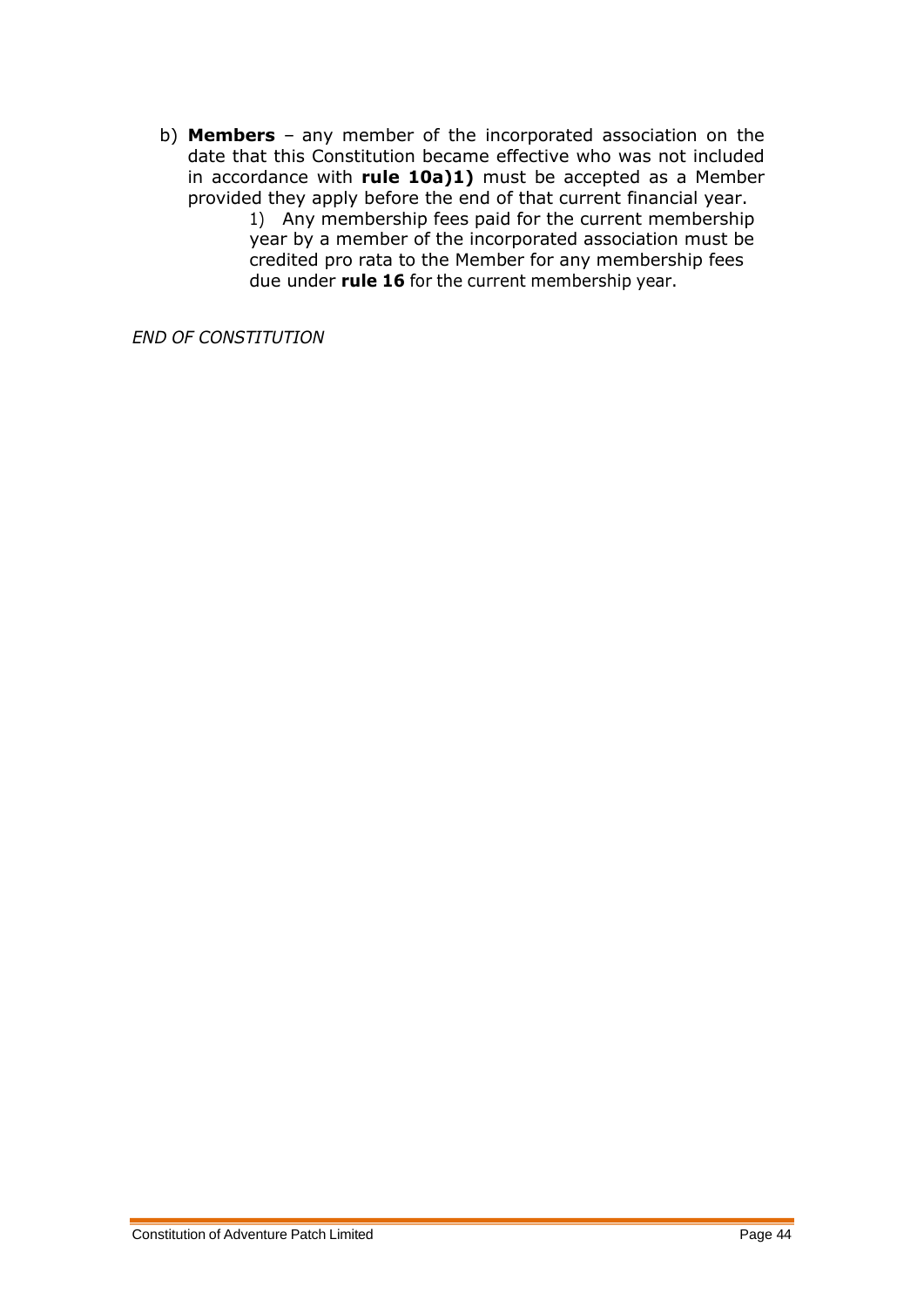b) **Members** – any member of the incorporated association on the date that this Constitution became effective who was not included in accordance with **rule 10a)1)** must be accepted as a Member provided they apply before the end of that current financial year.

   1) Any membership fees paid for the current membership year by a member of the incorporated association must be credited pro rata to the Member for any membership fees due under **rule 16** for the current membership year.

*END OF CONSTITUTION*